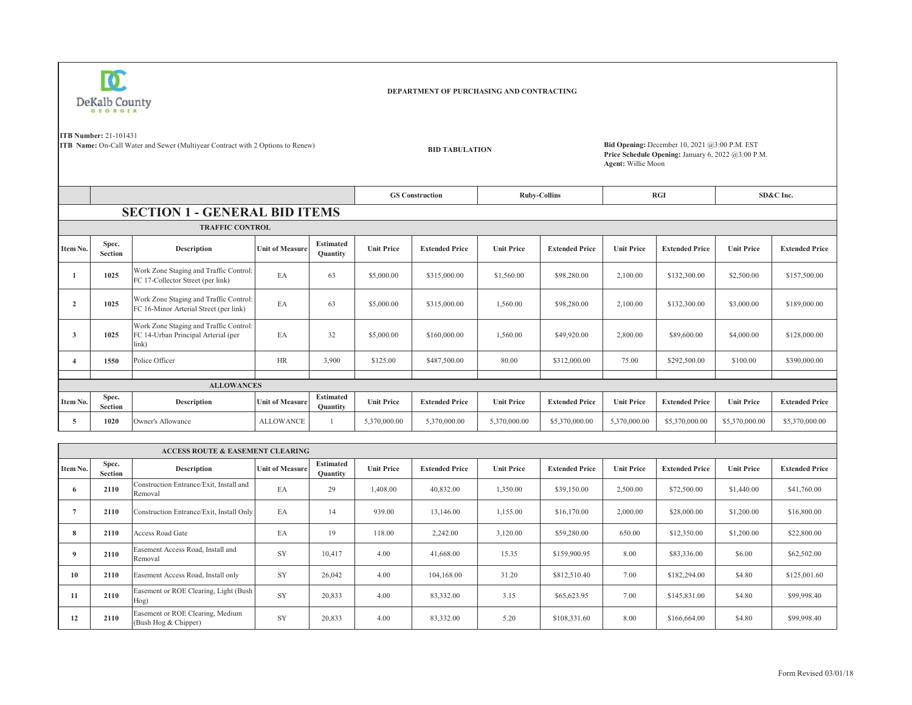DeKalb County GEORGIA

**DEPARTMENT OF PURCHASING AND CONTRACTING**

**ITB Number:** 21-101431
**ITB Name:** On-Call Water and Sewer (Multiyear Contract with 2 Options to Renew)

**BID TABULATION**

**Bid Opening:** December 10, 2021 @3:00 P.M. EST
**Price Schedule Opening:** January 6, 2022 @3:00 P.M.
**Agent:** Willie Moon

## SECTION 1 - GENERAL BID ITEMS

| | | | | | GS Construction | | Ruby-Collins | | RGI | | SD&C Inc. | |
|---|---|---|---|---|---|---|---|---|---|---|---|---|
| **TRAFFIC CONTROL** | | | | | | | | | | | | |
| **Item No.** | **Spec. Section** | **Description** | **Unit of Measure** | **Estimated Quantity** | **Unit Price** | **Extended Price** | **Unit Price** | **Extended Price** | **Unit Price** | **Extended Price** | **Unit Price** | **Extended Price** |
| 1 | 1025 | Work Zone Staging and Traffic Control: FC 17-Collector Street (per link) | EA | 63 | $5,000.00 | $315,000.00 | $1,560.00 | $98,280.00 | 2,100.00 | $132,300.00 | $2,500.00 | $157,500.00 |
| 2 | 1025 | Work Zone Staging and Traffic Control: FC 16-Minor Arterial Street (per link) | EA | 63 | $5,000.00 | $315,000.00 | 1,560.00 | $98,280.00 | 2,100.00 | $132,300.00 | $3,000.00 | $189,000.00 |
| 3 | 1025 | Work Zone Staging and Traffic Control: FC 14-Urban Principal Arterial (per link) | EA | 32 | $5,000.00 | $160,000.00 | 1,560.00 | $49,920.00 | 2,800.00 | $89,600.00 | $4,000.00 | $128,000.00 |
| 4 | 1550 | Police Officer | HR | 3,900 | $125.00 | $487,500.00 | 80.00 | $312,000.00 | 75.00 | $292,500.00 | $100.00 | $390,000.00 |
| **ALLOWANCES** | | | | | | | | | | | | |
| **Item No.** | **Spec. Section** | **Description** | **Unit of Measure** | **Estimated Quantity** | **Unit Price** | **Extended Price** | **Unit Price** | **Extended Price** | **Unit Price** | **Extended Price** | **Unit Price** | **Extended Price** |
| 5 | 1020 | Owner's Allowance | ALLOWANCE | 1 | 5,370,000.00 | 5,370,000.00 | 5,370,000.00 | $5,370,000.00 | 5,370,000.00 | $5,370,000.00 | $5,370,000.00 | $5,370,000.00 |
| **ACCESS ROUTE & EASEMENT CLEARING** | | | | | | | | | | | | |
| **Item No.** | **Spec. Section** | **Description** | **Unit of Measure** | **Estimated Quantity** | **Unit Price** | **Extended Price** | **Unit Price** | **Extended Price** | **Unit Price** | **Extended Price** | **Unit Price** | **Extended Price** |
| 6 | 2110 | Construction Entrance/Exit, Install and Removal | EA | 29 | 1,408.00 | 40,832.00 | 1,350.00 | $39,150.00 | 2,500.00 | $72,500.00 | $1,440.00 | $41,760.00 |
| 7 | 2110 | Construction Entrance/Exit, Install Only | EA | 14 | 939.00 | 13,146.00 | 1,155.00 | $16,170.00 | 2,000.00 | $28,000.00 | $1,200.00 | $16,800.00 |
| 8 | 2110 | Access Road Gate | EA | 19 | 118.00 | 2,242.00 | 3,120.00 | $59,280.00 | 650.00 | $12,350.00 | $1,200.00 | $22,800.00 |
| 9 | 2110 | Easement Access Road, Install and Removal | SY | 10,417 | 4.00 | 41,668.00 | 15.35 | $159,900.95 | 8.00 | $83,336.00 | $6.00 | $62,502.00 |
| 10 | 2110 | Easement Access Road, Install only | SY | 26,042 | 4.00 | 104,168.00 | 31.20 | $812,510.40 | 7.00 | $182,294.00 | $4.80 | $125,001.60 |
| 11 | 2110 | Easement or ROE Clearing, Light (Bush Hog) | SY | 20,833 | 4.00 | 83,332.00 | 3.15 | $65,623.95 | 7.00 | $145,831.00 | $4.80 | $99,998.40 |
| 12 | 2110 | Easement or ROE Clearing, Medium (Bush Hog & Chipper) | SY | 20,833 | 4.00 | 83,332.00 | 5.20 | $108,331.60 | 8.00 | $166,664.00 | $4.80 | $99,998.40 |

Form Revised 03/01/18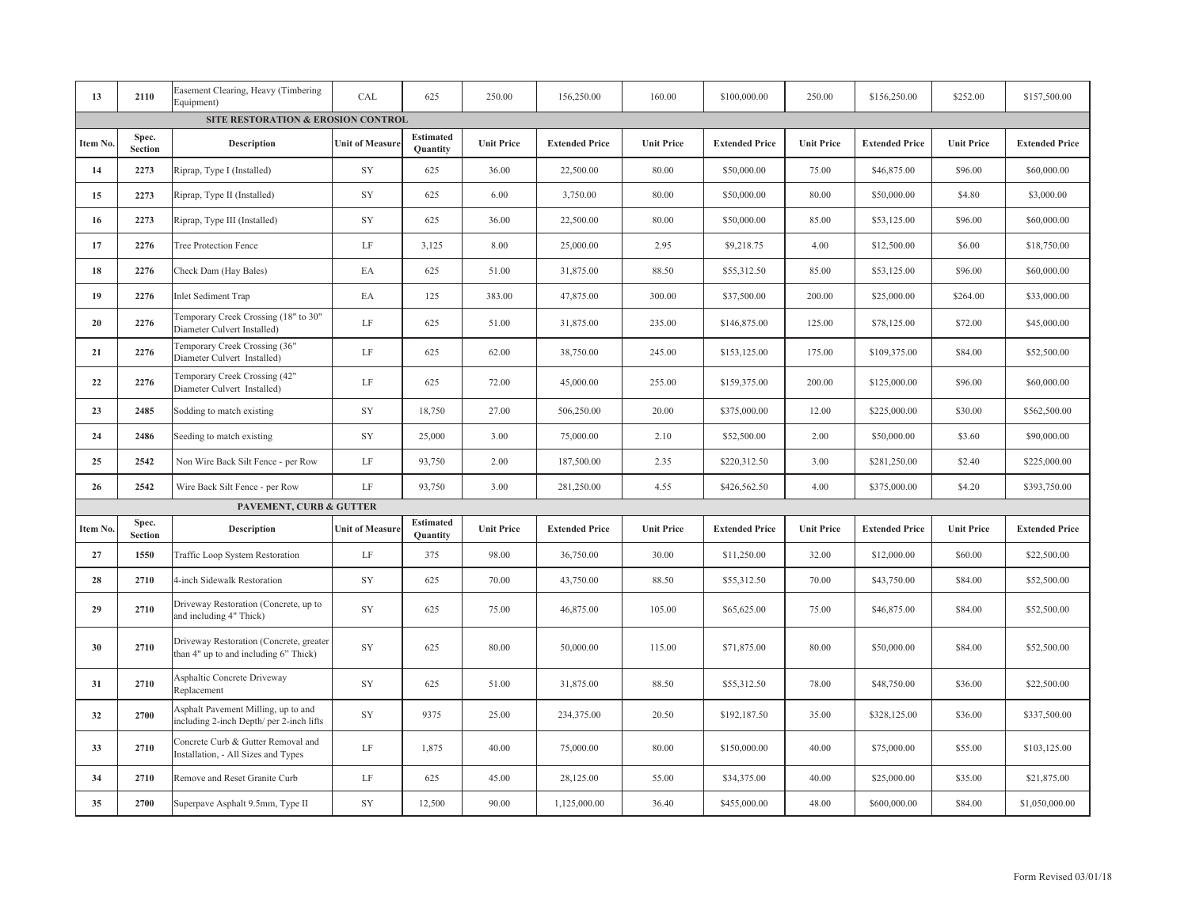| Item No. | Spec. Section | Description | Unit of Measure | Estimated Quantity | Unit Price | Extended Price | Unit Price | Extended Price | Unit Price | Extended Price | Unit Price | Extended Price |
|---|---|---|---|---|---|---|---|---|---|---|---|---|
| 13 | 2110 | Easement Clearing, Heavy (Timbering Equipment) | CAL | 625 | 250.00 | 156,250.00 | 160.00 | $100,000.00 | 250.00 | $156,250.00 | $252.00 | $157,500.00 |
| | | **SITE RESTORATION & EROSION CONTROL** | | | | | | | | | | |
| **Item No.** | **Spec. Section** | **Description** | **Unit of Measure** | **Estimated Quantity** | **Unit Price** | **Extended Price** | **Unit Price** | **Extended Price** | **Unit Price** | **Extended Price** | **Unit Price** | **Extended Price** |
| 14 | 2273 | Riprap, Type I (Installed) | SY | 625 | 36.00 | 22,500.00 | 80.00 | $50,000.00 | 75.00 | $46,875.00 | $96.00 | $60,000.00 |
| 15 | 2273 | Riprap, Type II (Installed) | SY | 625 | 6.00 | 3,750.00 | 80.00 | $50,000.00 | 80.00 | $50,000.00 | $4.80 | $3,000.00 |
| 16 | 2273 | Riprap, Type III (Installed) | SY | 625 | 36.00 | 22,500.00 | 80.00 | $50,000.00 | 85.00 | $53,125.00 | $96.00 | $60,000.00 |
| 17 | 2276 | Tree Protection Fence | LF | 3,125 | 8.00 | 25,000.00 | 2.95 | $9,218.75 | 4.00 | $12,500.00 | $6.00 | $18,750.00 |
| 18 | 2276 | Check Dam (Hay Bales) | EA | 625 | 51.00 | 31,875.00 | 88.50 | $55,312.50 | 85.00 | $53,125.00 | $96.00 | $60,000.00 |
| 19 | 2276 | Inlet Sediment Trap | EA | 125 | 383.00 | 47,875.00 | 300.00 | $37,500.00 | 200.00 | $25,000.00 | $264.00 | $33,000.00 |
| 20 | 2276 | Temporary Creek Crossing (18" to 30" Diameter Culvert Installed) | LF | 625 | 51.00 | 31,875.00 | 235.00 | $146,875.00 | 125.00 | $78,125.00 | $72.00 | $45,000.00 |
| 21 | 2276 | Temporary Creek Crossing (36" Diameter Culvert Installed) | LF | 625 | 62.00 | 38,750.00 | 245.00 | $153,125.00 | 175.00 | $109,375.00 | $84.00 | $52,500.00 |
| 22 | 2276 | Temporary Creek Crossing (42" Diameter Culvert Installed) | LF | 625 | 72.00 | 45,000.00 | 255.00 | $159,375.00 | 200.00 | $125,000.00 | $96.00 | $60,000.00 |
| 23 | 2485 | Sodding to match existing | SY | 18,750 | 27.00 | 506,250.00 | 20.00 | $375,000.00 | 12.00 | $225,000.00 | $30.00 | $562,500.00 |
| 24 | 2486 | Seeding to match existing | SY | 25,000 | 3.00 | 75,000.00 | 2.10 | $52,500.00 | 2.00 | $50,000.00 | $3.60 | $90,000.00 |
| 25 | 2542 | Non Wire Back Silt Fence - per Row | LF | 93,750 | 2.00 | 187,500.00 | 2.35 | $220,312.50 | 3.00 | $281,250.00 | $2.40 | $225,000.00 |
| 26 | 2542 | Wire Back Silt Fence - per Row | LF | 93,750 | 3.00 | 281,250.00 | 4.55 | $426,562.50 | 4.00 | $375,000.00 | $4.20 | $393,750.00 |
| | | **PAVEMENT, CURB & GUTTER** | | | | | | | | | | |
| **Item No.** | **Spec. Section** | **Description** | **Unit of Measure** | **Estimated Quantity** | **Unit Price** | **Extended Price** | **Unit Price** | **Extended Price** | **Unit Price** | **Extended Price** | **Unit Price** | **Extended Price** |
| 27 | 1550 | Traffic Loop System Restoration | LF | 375 | 98.00 | 36,750.00 | 30.00 | $11,250.00 | 32.00 | $12,000.00 | $60.00 | $22,500.00 |
| 28 | 2710 | 4-inch Sidewalk Restoration | SY | 625 | 70.00 | 43,750.00 | 88.50 | $55,312.50 | 70.00 | $43,750.00 | $84.00 | $52,500.00 |
| 29 | 2710 | Driveway Restoration (Concrete, up to and including 4" Thick) | SY | 625 | 75.00 | 46,875.00 | 105.00 | $65,625.00 | 75.00 | $46,875.00 | $84.00 | $52,500.00 |
| 30 | 2710 | Driveway Restoration (Concrete, greater than 4" up to and including 6" Thick) | SY | 625 | 80.00 | 50,000.00 | 115.00 | $71,875.00 | 80.00 | $50,000.00 | $84.00 | $52,500.00 |
| 31 | 2710 | Asphaltic Concrete Driveway Replacement | SY | 625 | 51.00 | 31,875.00 | 88.50 | $55,312.50 | 78.00 | $48,750.00 | $36.00 | $22,500.00 |
| 32 | 2700 | Asphalt Pavement Milling, up to and including 2-inch Depth/ per 2-inch lifts | SY | 9375 | 25.00 | 234,375.00 | 20.50 | $192,187.50 | 35.00 | $328,125.00 | $36.00 | $337,500.00 |
| 33 | 2710 | Concrete Curb & Gutter Removal and Installation, - All Sizes and Types | LF | 1,875 | 40.00 | 75,000.00 | 80.00 | $150,000.00 | 40.00 | $75,000.00 | $55.00 | $103,125.00 |
| 34 | 2710 | Remove and Reset Granite Curb | LF | 625 | 45.00 | 28,125.00 | 55.00 | $34,375.00 | 40.00 | $25,000.00 | $35.00 | $21,875.00 |
| 35 | 2700 | Superpave Asphalt 9.5mm, Type II | SY | 12,500 | 90.00 | 1,125,000.00 | 36.40 | $455,000.00 | 48.00 | $600,000.00 | $84.00 | $1,050,000.00 |

Form Revised 03/01/18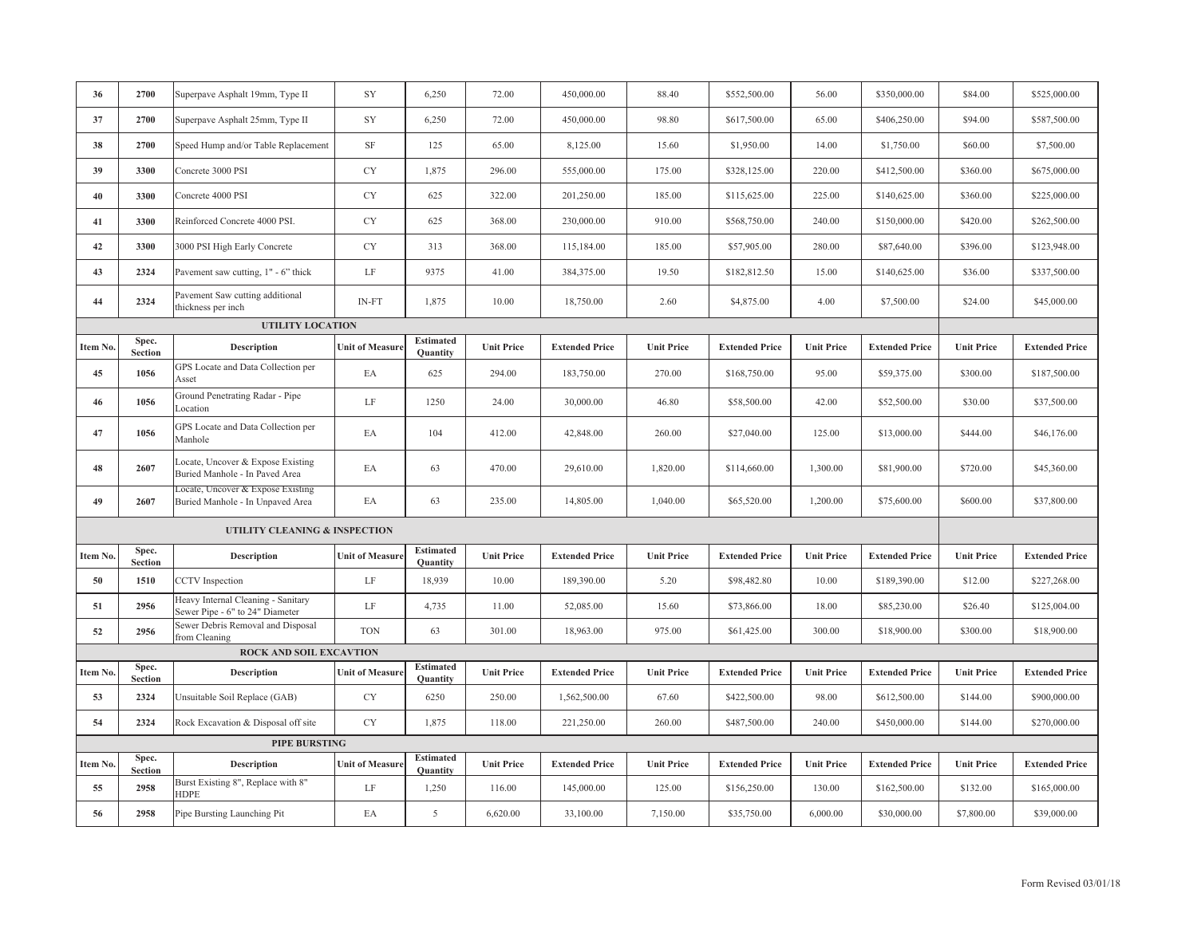| 36 | 2700 | Superpave Asphalt 19mm, Type II | SY | 6,250 | 72.00 | 450,000.00 | 88.40 | $552,500.00 | 56.00 | $350,000.00 | $84.00 | $525,000.00 |
|---|---|---|---|---|---|---|---|---|---|---|---|---|
| 37 | 2700 | Superpave Asphalt 25mm, Type II | SY | 6,250 | 72.00 | 450,000.00 | 98.80 | $617,500.00 | 65.00 | $406,250.00 | $94.00 | $587,500.00 |
| 38 | 2700 | Speed Hump and/or Table Replacement | SF | 125 | 65.00 | 8,125.00 | 15.60 | $1,950.00 | 14.00 | $1,750.00 | $60.00 | $7,500.00 |
| 39 | 3300 | Concrete 3000 PSI | CY | 1,875 | 296.00 | 555,000.00 | 175.00 | $328,125.00 | 220.00 | $412,500.00 | $360.00 | $675,000.00 |
| 40 | 3300 | Concrete 4000 PSI | CY | 625 | 322.00 | 201,250.00 | 185.00 | $115,625.00 | 225.00 | $140,625.00 | $360.00 | $225,000.00 |
| 41 | 3300 | Reinforced Concrete 4000 PSI. | CY | 625 | 368.00 | 230,000.00 | 910.00 | $568,750.00 | 240.00 | $150,000.00 | $420.00 | $262,500.00 |
| 42 | 3300 | 3000 PSI High Early Concrete | CY | 313 | 368.00 | 115,184.00 | 185.00 | $57,905.00 | 280.00 | $87,640.00 | $396.00 | $123,948.00 |
| 43 | 2324 | Pavement saw cutting, 1" - 6" thick | LF | 9375 | 41.00 | 384,375.00 | 19.50 | $182,812.50 | 15.00 | $140,625.00 | $36.00 | $337,500.00 |
| 44 | 2324 | Pavement Saw cutting additional thickness per inch | IN-FT | 1,875 | 10.00 | 18,750.00 | 2.60 | $4,875.00 | 4.00 | $7,500.00 | $24.00 | $45,000.00 |
| | | **UTILITY LOCATION** | | | | | | | | | | |
| **Item No.** | **Spec. Section** | **Description** | **Unit of Measure** | **Estimated Quantity** | **Unit Price** | **Extended Price** | **Unit Price** | **Extended Price** | **Unit Price** | **Extended Price** | **Unit Price** | **Extended Price** |
| 45 | 1056 | GPS Locate and Data Collection per Asset | EA | 625 | 294.00 | 183,750.00 | 270.00 | $168,750.00 | 95.00 | $59,375.00 | $300.00 | $187,500.00 |
| 46 | 1056 | Ground Penetrating Radar - Pipe Location | LF | 1250 | 24.00 | 30,000.00 | 46.80 | $58,500.00 | 42.00 | $52,500.00 | $30.00 | $37,500.00 |
| 47 | 1056 | GPS Locate and Data Collection per Manhole | EA | 104 | 412.00 | 42,848.00 | 260.00 | $27,040.00 | 125.00 | $13,000.00 | $444.00 | $46,176.00 |
| 48 | 2607 | Locate, Uncover & Expose Existing Buried Manhole - In Paved Area | EA | 63 | 470.00 | 29,610.00 | 1,820.00 | $114,660.00 | 1,300.00 | $81,900.00 | $720.00 | $45,360.00 |
| 49 | 2607 | Locate, Uncover & Expose Existing Buried Manhole - In Unpaved Area | EA | 63 | 235.00 | 14,805.00 | 1,040.00 | $65,520.00 | 1,200.00 | $75,600.00 | $600.00 | $37,800.00 |
| | | **UTILITY CLEANING & INSPECTION** | | | | | | | | | | |
| **Item No.** | **Spec. Section** | **Description** | **Unit of Measure** | **Estimated Quantity** | **Unit Price** | **Extended Price** | **Unit Price** | **Extended Price** | **Unit Price** | **Extended Price** | **Unit Price** | **Extended Price** |
| 50 | 1510 | CCTV Inspection | LF | 18,939 | 10.00 | 189,390.00 | 5.20 | $98,482.80 | 10.00 | $189,390.00 | $12.00 | $227,268.00 |
| 51 | 2956 | Heavy Internal Cleaning - Sanitary Sewer Pipe - 6" to 24" Diameter | LF | 4,735 | 11.00 | 52,085.00 | 15.60 | $73,866.00 | 18.00 | $85,230.00 | $26.40 | $125,004.00 |
| 52 | 2956 | Sewer Debris Removal and Disposal from Cleaning | TON | 63 | 301.00 | 18,963.00 | 975.00 | $61,425.00 | 300.00 | $18,900.00 | $300.00 | $18,900.00 |
| | | **ROCK AND SOIL EXCAVTION** | | | | | | | | | | |
| **Item No.** | **Spec. Section** | **Description** | **Unit of Measure** | **Estimated Quantity** | **Unit Price** | **Extended Price** | **Unit Price** | **Extended Price** | **Unit Price** | **Extended Price** | **Unit Price** | **Extended Price** |
| 53 | 2324 | Unsuitable Soil Replace (GAB) | CY | 6250 | 250.00 | 1,562,500.00 | 67.60 | $422,500.00 | 98.00 | $612,500.00 | $144.00 | $900,000.00 |
| 54 | 2324 | Rock Excavation & Disposal off site | CY | 1,875 | 118.00 | 221,250.00 | 260.00 | $487,500.00 | 240.00 | $450,000.00 | $144.00 | $270,000.00 |
| | | **PIPE BURSTING** | | | | | | | | | | |
| **Item No.** | **Spec. Section** | **Description** | **Unit of Measure** | **Estimated Quantity** | **Unit Price** | **Extended Price** | **Unit Price** | **Extended Price** | **Unit Price** | **Extended Price** | **Unit Price** | **Extended Price** |
| 55 | 2958 | Burst Existing 8", Replace with 8" HDPE | LF | 1,250 | 116.00 | 145,000.00 | 125.00 | $156,250.00 | 130.00 | $162,500.00 | $132.00 | $165,000.00 |
| 56 | 2958 | Pipe Bursting Launching Pit | EA | 5 | 6,620.00 | 33,100.00 | 7,150.00 | $35,750.00 | 6,000.00 | $30,000.00 | $7,800.00 | $39,000.00 |

Form Revised 03/01/18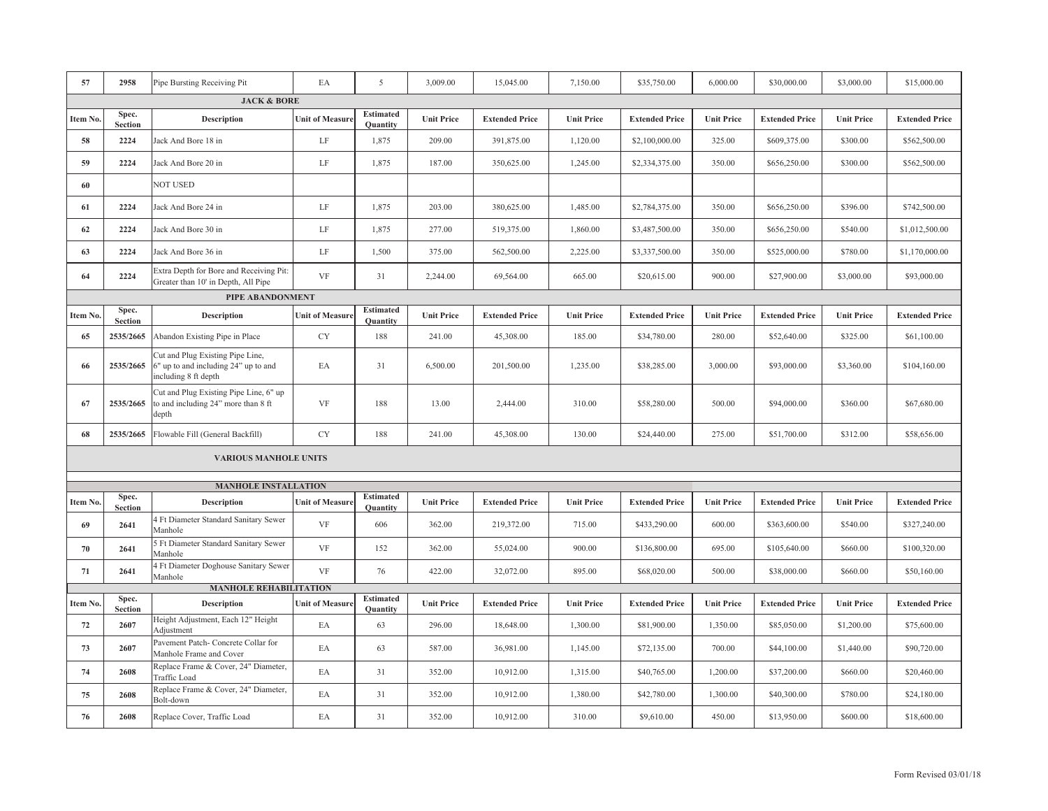| 57 | 2958 | Pipe Bursting Receiving Pit | EA | 5 | 3,009.00 | 15,045.00 | 7,150.00 | $35,750.00 | 6,000.00 | $30,000.00 | $3,000.00 | $15,000.00 |
|---|---|---|---|---|---|---|---|---|---|---|---|---|
| | | **JACK & BORE** | | | | | | | | | | |
| **Item No.** | **Spec. Section** | **Description** | **Unit of Measure** | **Estimated Quantity** | **Unit Price** | **Extended Price** | **Unit Price** | **Extended Price** | **Unit Price** | **Extended Price** | **Unit Price** | **Extended Price** |
| 58 | 2224 | Jack And Bore 18 in | LF | 1,875 | 209.00 | 391,875.00 | 1,120.00 | $2,100,000.00 | 325.00 | $609,375.00 | $300.00 | $562,500.00 |
| 59 | 2224 | Jack And Bore 20 in | LF | 1,875 | 187.00 | 350,625.00 | 1,245.00 | $2,334,375.00 | 350.00 | $656,250.00 | $300.00 | $562,500.00 |
| 60 | | NOT USED | | | | | | | | | | |
| 61 | 2224 | Jack And Bore 24 in | LF | 1,875 | 203.00 | 380,625.00 | 1,485.00 | $2,784,375.00 | 350.00 | $656,250.00 | $396.00 | $742,500.00 |
| 62 | 2224 | Jack And Bore 30 in | LF | 1,875 | 277.00 | 519,375.00 | 1,860.00 | $3,487,500.00 | 350.00 | $656,250.00 | $540.00 | $1,012,500.00 |
| 63 | 2224 | Jack And Bore 36 in | LF | 1,500 | 375.00 | 562,500.00 | 2,225.00 | $3,337,500.00 | 350.00 | $525,000.00 | $780.00 | $1,170,000.00 |
| 64 | 2224 | Extra Depth for Bore and Receiving Pit: Greater than 10' in Depth, All Pipe | VF | 31 | 2,244.00 | 69,564.00 | 665.00 | $20,615.00 | 900.00 | $27,900.00 | $3,000.00 | $93,000.00 |
| | | **PIPE ABANDONMENT** | | | | | | | | | | |
| **Item No.** | **Spec. Section** | **Description** | **Unit of Measure** | **Estimated Quantity** | **Unit Price** | **Extended Price** | **Unit Price** | **Extended Price** | **Unit Price** | **Extended Price** | **Unit Price** | **Extended Price** |
| 65 | 2535/2665 | Abandon Existing Pipe in Place | CY | 188 | 241.00 | 45,308.00 | 185.00 | $34,780.00 | 280.00 | $52,640.00 | $325.00 | $61,100.00 |
| 66 | 2535/2665 | Cut and Plug Existing Pipe Line, 6" up to and including 24" up to and including 8 ft depth | EA | 31 | 6,500.00 | 201,500.00 | 1,235.00 | $38,285.00 | 3,000.00 | $93,000.00 | $3,360.00 | $104,160.00 |
| 67 | 2535/2665 | Cut and Plug Existing Pipe Line, 6" up to and including 24" more than 8 ft depth | VF | 188 | 13.00 | 2,444.00 | 310.00 | $58,280.00 | 500.00 | $94,000.00 | $360.00 | $67,680.00 |
| 68 | 2535/2665 | Flowable Fill (General Backfill) | CY | 188 | 241.00 | 45,308.00 | 130.00 | $24,440.00 | 275.00 | $51,700.00 | $312.00 | $58,656.00 |
| | | **VARIOUS MANHOLE UNITS** | | | | | | | | | | |
| | | **MANHOLE INSTALLATION** | | | | | | | | | | |
| **Item No.** | **Spec. Section** | **Description** | **Unit of Measure** | **Estimated Quantity** | **Unit Price** | **Extended Price** | **Unit Price** | **Extended Price** | **Unit Price** | **Extended Price** | **Unit Price** | **Extended Price** |
| 69 | 2641 | 4 Ft Diameter Standard Sanitary Sewer Manhole | VF | 606 | 362.00 | 219,372.00 | 715.00 | $433,290.00 | 600.00 | $363,600.00 | $540.00 | $327,240.00 |
| 70 | 2641 | 5 Ft Diameter Standard Sanitary Sewer Manhole | VF | 152 | 362.00 | 55,024.00 | 900.00 | $136,800.00 | 695.00 | $105,640.00 | $660.00 | $100,320.00 |
| 71 | 2641 | 4 Ft Diameter Doghouse Sanitary Sewer Manhole | VF | 76 | 422.00 | 32,072.00 | 895.00 | $68,020.00 | 500.00 | $38,000.00 | $660.00 | $50,160.00 |
| | | **MANHOLE REHABILITATION** | | | | | | | | | | |
| **Item No.** | **Spec. Section** | **Description** | **Unit of Measure** | **Estimated Quantity** | **Unit Price** | **Extended Price** | **Unit Price** | **Extended Price** | **Unit Price** | **Extended Price** | **Unit Price** | **Extended Price** |
| 72 | 2607 | Height Adjustment, Each 12" Height Adjustment | EA | 63 | 296.00 | 18,648.00 | 1,300.00 | $81,900.00 | 1,350.00 | $85,050.00 | $1,200.00 | $75,600.00 |
| 73 | 2607 | Pavement Patch- Concrete Collar for Manhole Frame and Cover | EA | 63 | 587.00 | 36,981.00 | 1,145.00 | $72,135.00 | 700.00 | $44,100.00 | $1,440.00 | $90,720.00 |
| 74 | 2608 | Replace Frame & Cover, 24" Diameter, Traffic Load | EA | 31 | 352.00 | 10,912.00 | 1,315.00 | $40,765.00 | 1,200.00 | $37,200.00 | $660.00 | $20,460.00 |
| 75 | 2608 | Replace Frame & Cover, 24" Diameter, Bolt-down | EA | 31 | 352.00 | 10,912.00 | 1,380.00 | $42,780.00 | 1,300.00 | $40,300.00 | $780.00 | $24,180.00 |
| 76 | 2608 | Replace Cover, Traffic Load | EA | 31 | 352.00 | 10,912.00 | 310.00 | $9,610.00 | 450.00 | $13,950.00 | $600.00 | $18,600.00 |

Form Revised 03/01/18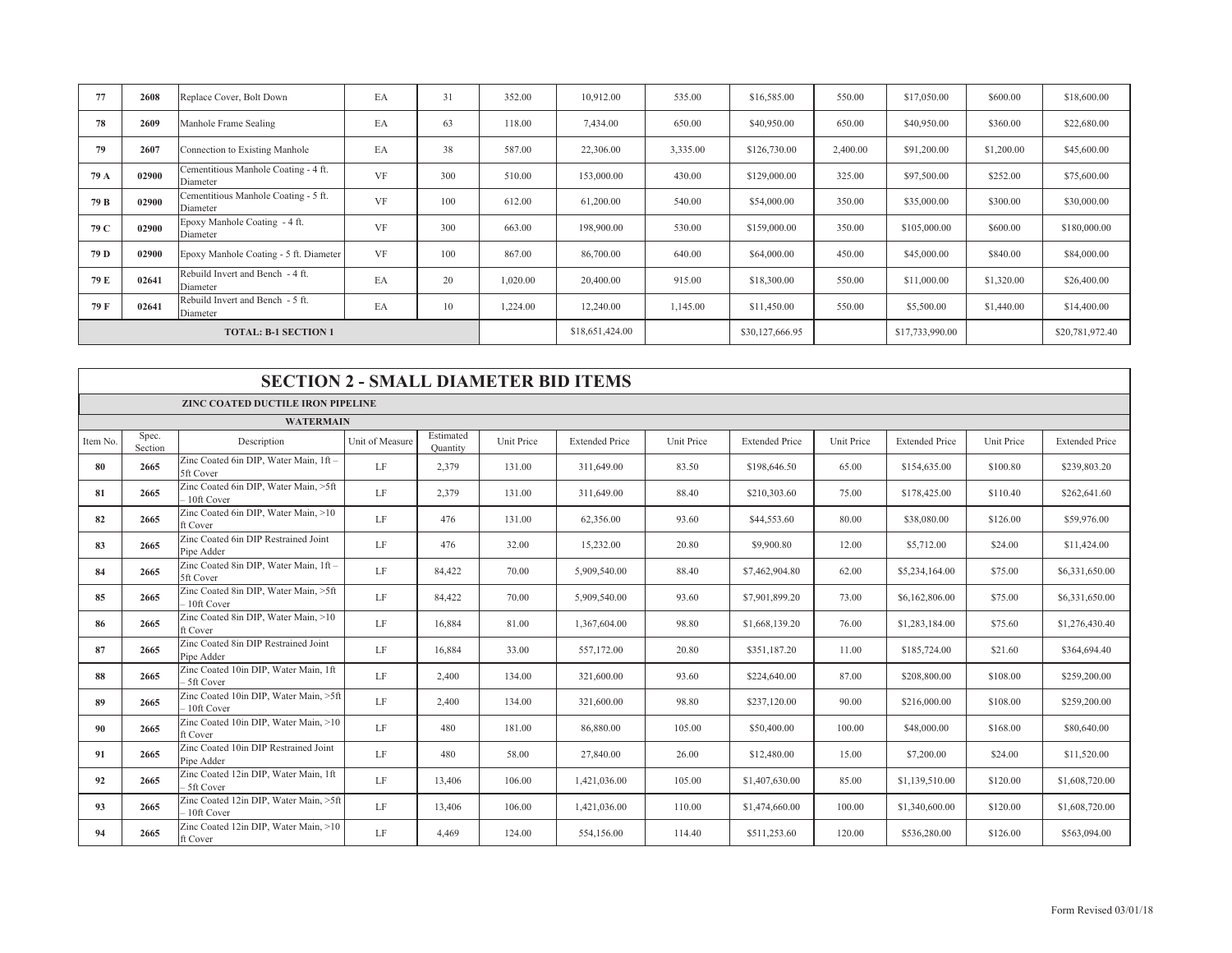| 77 | 2608 | Replace Cover, Bolt Down | EA | 31 | 352.00 | 10,912.00 | 535.00 | $16,585.00 | 550.00 | $17,050.00 | $600.00 | $18,600.00 |
|---|---|---|---|---|---|---|---|---|---|---|---|---|
| 78 | 2609 | Manhole Frame Sealing | EA | 63 | 118.00 | 7,434.00 | 650.00 | $40,950.00 | 650.00 | $40,950.00 | $360.00 | $22,680.00 |
| 79 | 2607 | Connection to Existing Manhole | EA | 38 | 587.00 | 22,306.00 | 3,335.00 | $126,730.00 | 2,400.00 | $91,200.00 | $1,200.00 | $45,600.00 |
| 79 A | 02900 | Cementitious Manhole Coating - 4 ft. Diameter | VF | 300 | 510.00 | 153,000.00 | 430.00 | $129,000.00 | 325.00 | $97,500.00 | $252.00 | $75,600.00 |
| 79 B | 02900 | Cementitious Manhole Coating - 5 ft. Diameter | VF | 100 | 612.00 | 61,200.00 | 540.00 | $54,000.00 | 350.00 | $35,000.00 | $300.00 | $30,000.00 |
| 79 C | 02900 | Epoxy Manhole Coating - 4 ft. Diameter | VF | 300 | 663.00 | 198,900.00 | 530.00 | $159,000.00 | 350.00 | $105,000.00 | $600.00 | $180,000.00 |
| 79 D | 02900 | Epoxy Manhole Coating - 5 ft. Diameter | VF | 100 | 867.00 | 86,700.00 | 640.00 | $64,000.00 | 450.00 | $45,000.00 | $840.00 | $84,000.00 |
| 79 E | 02641 | Rebuild Invert and Bench - 4 ft. Diameter | EA | 20 | 1,020.00 | 20,400.00 | 915.00 | $18,300.00 | 550.00 | $11,000.00 | $1,320.00 | $26,400.00 |
| 79 F | 02641 | Rebuild Invert and Bench - 5 ft. Diameter | EA | 10 | 1,224.00 | 12,240.00 | 1,145.00 | $11,450.00 | 550.00 | $5,500.00 | $1,440.00 | $14,400.00 |
| **TOTAL: B-1 SECTION 1** | | | | | | $18,651,424.00 | | $30,127,666.95 | | $17,733,990.00 | | $20,781,972.40 |

## SECTION 2 - SMALL DIAMETER BID ITEMS

**ZINC COATED DUCTILE IRON PIPELINE**

**WATERMAIN**

| Item No. | Spec. Section | Description | Unit of Measure | Estimated Quantity | Unit Price | Extended Price | Unit Price | Extended Price | Unit Price | Extended Price | Unit Price | Extended Price |
|---|---|---|---|---|---|---|---|---|---|---|---|---|
| 80 | 2665 | Zinc Coated 6in DIP, Water Main, 1ft – 5ft Cover | LF | 2,379 | 131.00 | 311,649.00 | 83.50 | $198,646.50 | 65.00 | $154,635.00 | $100.80 | $239,803.20 |
| 81 | 2665 | Zinc Coated 6in DIP, Water Main, >5ft – 10ft Cover | LF | 2,379 | 131.00 | 311,649.00 | 88.40 | $210,303.60 | 75.00 | $178,425.00 | $110.40 | $262,641.60 |
| 82 | 2665 | Zinc Coated 6in DIP, Water Main, >10 ft Cover | LF | 476 | 131.00 | 62,356.00 | 93.60 | $44,553.60 | 80.00 | $38,080.00 | $126.00 | $59,976.00 |
| 83 | 2665 | Zinc Coated 6in DIP Restrained Joint Pipe Adder | LF | 476 | 32.00 | 15,232.00 | 20.80 | $9,900.80 | 12.00 | $5,712.00 | $24.00 | $11,424.00 |
| 84 | 2665 | Zinc Coated 8in DIP, Water Main, 1ft – 5ft Cover | LF | 84,422 | 70.00 | 5,909,540.00 | 88.40 | $7,462,904.80 | 62.00 | $5,234,164.00 | $75.00 | $6,331,650.00 |
| 85 | 2665 | Zinc Coated 8in DIP, Water Main, >5ft – 10ft Cover | LF | 84,422 | 70.00 | 5,909,540.00 | 93.60 | $7,901,899.20 | 73.00 | $6,162,806.00 | $75.00 | $6,331,650.00 |
| 86 | 2665 | Zinc Coated 8in DIP, Water Main, >10 ft Cover | LF | 16,884 | 81.00 | 1,367,604.00 | 98.80 | $1,668,139.20 | 76.00 | $1,283,184.00 | $75.60 | $1,276,430.40 |
| 87 | 2665 | Zinc Coated 8in DIP Restrained Joint Pipe Adder | LF | 16,884 | 33.00 | 557,172.00 | 20.80 | $351,187.20 | 11.00 | $185,724.00 | $21.60 | $364,694.40 |
| 88 | 2665 | Zinc Coated 10in DIP, Water Main, 1ft – 5ft Cover | LF | 2,400 | 134.00 | 321,600.00 | 93.60 | $224,640.00 | 87.00 | $208,800.00 | $108.00 | $259,200.00 |
| 89 | 2665 | Zinc Coated 10in DIP, Water Main, >5ft – 10ft Cover | LF | 2,400 | 134.00 | 321,600.00 | 98.80 | $237,120.00 | 90.00 | $216,000.00 | $108.00 | $259,200.00 |
| 90 | 2665 | Zinc Coated 10in DIP, Water Main, >10 ft Cover | LF | 480 | 181.00 | 86,880.00 | 105.00 | $50,400.00 | 100.00 | $48,000.00 | $168.00 | $80,640.00 |
| 91 | 2665 | Zinc Coated 10in DIP Restrained Joint Pipe Adder | LF | 480 | 58.00 | 27,840.00 | 26.00 | $12,480.00 | 15.00 | $7,200.00 | $24.00 | $11,520.00 |
| 92 | 2665 | Zinc Coated 12in DIP, Water Main, 1ft – 5ft Cover | LF | 13,406 | 106.00 | 1,421,036.00 | 105.00 | $1,407,630.00 | 85.00 | $1,139,510.00 | $120.00 | $1,608,720.00 |
| 93 | 2665 | Zinc Coated 12in DIP, Water Main, >5ft – 10ft Cover | LF | 13,406 | 106.00 | 1,421,036.00 | 110.00 | $1,474,660.00 | 100.00 | $1,340,600.00 | $120.00 | $1,608,720.00 |
| 94 | 2665 | Zinc Coated 12in DIP, Water Main, >10 ft Cover | LF | 4,469 | 124.00 | 554,156.00 | 114.40 | $511,253.60 | 120.00 | $536,280.00 | $126.00 | $563,094.00 |

Form Revised 03/01/18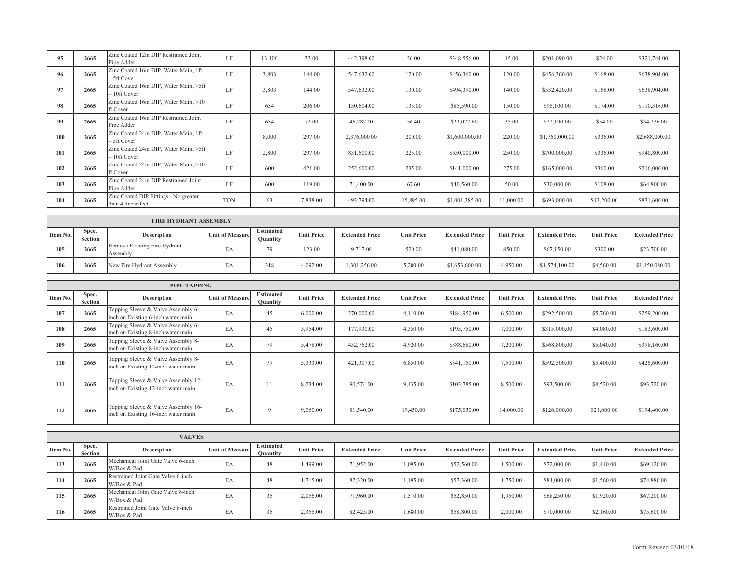| 95 | 2665 | Zinc Coated 12in DIP Restrained Joint Pipe Adder | LF | 13,406 | 33.00 | 442,398.00 | 26.00 | $348,556.00 | 15.00 | $201,090.00 | $24.00 | $321,744.00 |
|---|---|---|---|---|---|---|---|---|---|---|---|---|
| 96 | 2665 | Zinc Coated 16in DIP, Water Main, 1ft – 5ft Cover | LF | 3,803 | 144.00 | 547,632.00 | 120.00 | $456,360.00 | 120.00 | $456,360.00 | $168.00 | $638,904.00 |
| 97 | 2665 | Zinc Coated 16in DIP, Water Main, >5ft – 10ft Cover | LF | 3,803 | 144.00 | 547,632.00 | 130.00 | $494,390.00 | 140.00 | $532,420.00 | $168.00 | $638,904.00 |
| 98 | 2665 | Zinc Coated 16in DIP, Water Main, >10 ft Cover | LF | 634 | 206.00 | 130,604.00 | 135.00 | $85,590.00 | 150.00 | $95,100.00 | $174.00 | $110,316.00 |
| 99 | 2665 | Zinc Coated 16in DIP Restrained Joint Pipe Adder | LF | 634 | 73.00 | 46,282.00 | 36.40 | $23,077.60 | 35.00 | $22,190.00 | $54.00 | $34,236.00 |
| 100 | 2665 | Zinc Coated 24in DIP, Water Main, 1ft – 5ft Cover | LF | 8,000 | 297.00 | 2,376,000.00 | 200.00 | $1,600,000.00 | 220.00 | $1,760,000.00 | $336.00 | $2,688,000.00 |
| 101 | 2665 | Zinc Coated 24in DIP, Water Main, >5ft – 10ft Cover | LF | 2,800 | 297.00 | 831,600.00 | 225.00 | $630,000.00 | 250.00 | $700,000.00 | $336.00 | $940,800.00 |
| 102 | 2665 | Zinc Coated 24in DIP, Water Main, >10 ft Cover | LF | 600 | 421.00 | 252,600.00 | 235.00 | $141,000.00 | 275.00 | $165,000.00 | $360.00 | $216,000.00 |
| 103 | 2665 | Zinc Coated 24in DIP Restrained Joint Pipe Adder | LF | 600 | 119.00 | 71,400.00 | 67.60 | $40,560.00 | 50.00 | $30,000.00 | $108.00 | $64,800.00 |
| 104 | 2665 | Zinc Coated DIP Fittings - No greater than 4 linear feet | TON | 63 | 7,838.00 | 493,794.00 | 15,895.00 | $1,001,385.00 | 11,000.00 | $693,000.00 | $13,200.00 | $831,600.00 |

**FIRE HYDRANT ASSEMBLY**

| Item No. | Spec. Section | Description | Unit of Measure | Estimated Quantity | Unit Price | Extended Price | Unit Price | Extended Price | Unit Price | Extended Price | Unit Price | Extended Price |
|---|---|---|---|---|---|---|---|---|---|---|---|---|
| 105 | 2665 | Remove Existing Fire Hydrant Assembly | EA | 79 | 123.00 | 9,717.00 | 520.00 | $41,080.00 | 850.00 | $67,150.00 | $300.00 | $23,700.00 |
| 106 | 2665 | New Fire Hydrant Assembly | EA | 318 | 4,092.00 | 1,301,256.00 | 5,200.00 | $1,653,600.00 | 4,950.00 | $1,574,100.00 | $4,560.00 | $1,450,080.00 |

**PIPE TAPPING**

| Item No. | Spec. Section | Description | Unit of Measure | Estimated Quantity | Unit Price | Extended Price | Unit Price | Extended Price | Unit Price | Extended Price | Unit Price | Extended Price |
|---|---|---|---|---|---|---|---|---|---|---|---|---|
| 107 | 2665 | Tapping Sleeve & Valve Assembly 6-inch on Existing 6-inch water main | EA | 45 | 6,000.00 | 270,000.00 | 4,110.00 | $184,950.00 | 6,500.00 | $292,500.00 | $5,760.00 | $259,200.00 |
| 108 | 2665 | Tapping Sleeve & Valve Assembly 6-inch on Existing 8-inch water main | EA | 45 | 3,954.00 | 177,930.00 | 4,350.00 | $195,750.00 | 7,000.00 | $315,000.00 | $4,080.00 | $183,600.00 |
| 109 | 2665 | Tapping Sleeve & Valve Assembly 8-inch on Existing 8-inch water main | EA | 79 | 5,478.00 | 432,762.00 | 4,920.00 | $388,680.00 | 7,200.00 | $568,800.00 | $5,040.00 | $398,160.00 |
| 110 | 2665 | Tapping Sleeve & Valve Assembly 8-inch on Existing 12-inch water main | EA | 79 | 5,333.00 | 421,307.00 | 6,850.00 | $541,150.00 | 7,500.00 | $592,500.00 | $5,400.00 | $426,600.00 |
| 111 | 2665 | Tapping Sleeve & Valve Assembly 12-inch on Existing 12-inch water main | EA | 11 | 8,234.00 | 90,574.00 | 9,435.00 | $103,785.00 | 8,500.00 | $93,500.00 | $8,520.00 | $93,720.00 |
| 112 | 2665 | Tapping Sleeve & Valve Assembly 16-inch on Existing 16-inch water main | EA | 9 | 9,060.00 | 81,540.00 | 19,450.00 | $175,050.00 | 14,000.00 | $126,000.00 | $21,600.00 | $194,400.00 |

**VALVES**

| Item No. | Spec. Section | Description | Unit of Measure | Estimated Quantity | Unit Price | Extended Price | Unit Price | Extended Price | Unit Price | Extended Price | Unit Price | Extended Price |
|---|---|---|---|---|---|---|---|---|---|---|---|---|
| 113 | 2665 | Mechanical Joint Gate Valve 6-inch W/Box & Pad | EA | 48 | 1,499.00 | 71,952.00 | 1,095.00 | $52,560.00 | 1,500.00 | $72,000.00 | $1,440.00 | $69,120.00 |
| 114 | 2665 | Restrained Joint Gate Valve 6-inch W/Box & Pad | EA | 48 | 1,715.00 | 82,320.00 | 1,195.00 | $57,360.00 | 1,750.00 | $84,000.00 | $1,560.00 | $74,880.00 |
| 115 | 2665 | Mechanical Joint Gate Valve 8-inch W/Box & Pad | EA | 35 | 2,056.00 | 71,960.00 | 1,510.00 | $52,850.00 | 1,950.00 | $68,250.00 | $1,920.00 | $67,200.00 |
| 116 | 2665 | Restrained Joint Gate Valve 8-inch W/Box & Pad | EA | 35 | 2,355.00 | 82,425.00 | 1,680.00 | $58,800.00 | 2,000.00 | $70,000.00 | $2,160.00 | $75,600.00 |

Form Revised 03/01/18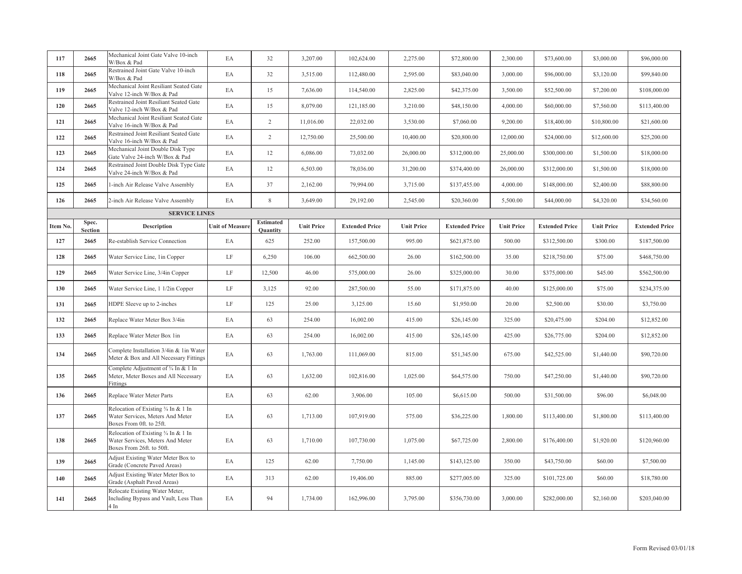| Item No. | Spec. Section | Description | Unit of Measure | Estimated Quantity | Unit Price | Extended Price | Unit Price | Extended Price | Unit Price | Extended Price | Unit Price | Extended Price |
|---|---|---|---|---|---|---|---|---|---|---|---|---|
| 117 | 2665 | Mechanical Joint Gate Valve 10-inch W/Box & Pad | EA | 32 | 3,207.00 | 102,624.00 | 2,275.00 | $72,800.00 | 2,300.00 | $73,600.00 | $3,000.00 | $96,000.00 |
| 118 | 2665 | Restrained Joint Gate Valve 10-inch W/Box & Pad | EA | 32 | 3,515.00 | 112,480.00 | 2,595.00 | $83,040.00 | 3,000.00 | $96,000.00 | $3,120.00 | $99,840.00 |
| 119 | 2665 | Mechanical Joint Resiliant Seated Gate Valve 12-inch W/Box & Pad | EA | 15 | 7,636.00 | 114,540.00 | 2,825.00 | $42,375.00 | 3,500.00 | $52,500.00 | $7,200.00 | $108,000.00 |
| 120 | 2665 | Restrained Joint Resiliant Seated Gate Valve 12-inch W/Box & Pad | EA | 15 | 8,079.00 | 121,185.00 | 3,210.00 | $48,150.00 | 4,000.00 | $60,000.00 | $7,560.00 | $113,400.00 |
| 121 | 2665 | Mechanical Joint Resiliant Seated Gate Valve 16-inch W/Box & Pad | EA | 2 | 11,016.00 | 22,032.00 | 3,530.00 | $7,060.00 | 9,200.00 | $18,400.00 | $10,800.00 | $21,600.00 |
| 122 | 2665 | Restrained Joint Resiliant Seated Gate Valve 16-inch W/Box & Pad | EA | 2 | 12,750.00 | 25,500.00 | 10,400.00 | $20,800.00 | 12,000.00 | $24,000.00 | $12,600.00 | $25,200.00 |
| 123 | 2665 | Mechanical Joint Double Disk Type Gate Valve 24-inch W/Box & Pad | EA | 12 | 6,086.00 | 73,032.00 | 26,000.00 | $312,000.00 | 25,000.00 | $300,000.00 | $1,500.00 | $18,000.00 |
| 124 | 2665 | Restrained Joint Double Disk Type Gate Valve 24-inch W/Box & Pad | EA | 12 | 6,503.00 | 78,036.00 | 31,200.00 | $374,400.00 | 26,000.00 | $312,000.00 | $1,500.00 | $18,000.00 |
| 125 | 2665 | 1-inch Air Release Valve Assembly | EA | 37 | 2,162.00 | 79,994.00 | 3,715.00 | $137,455.00 | 4,000.00 | $148,000.00 | $2,400.00 | $88,800.00 |
| 126 | 2665 | 2-inch Air Release Valve Assembly | EA | 8 | 3,649.00 | 29,192.00 | 2,545.00 | $20,360.00 | 5,500.00 | $44,000.00 | $4,320.00 | $34,560.00 |
| | | **SERVICE LINES** | | | | | | | | | | |
| **Item No.** | **Spec. Section** | **Description** | **Unit of Measure** | **Estimated Quantity** | **Unit Price** | **Extended Price** | **Unit Price** | **Extended Price** | **Unit Price** | **Extended Price** | **Unit Price** | **Extended Price** |
| 127 | 2665 | Re-establish Service Connection | EA | 625 | 252.00 | 157,500.00 | 995.00 | $621,875.00 | 500.00 | $312,500.00 | $300.00 | $187,500.00 |
| 128 | 2665 | Water Service Line, 1in Copper | LF | 6,250 | 106.00 | 662,500.00 | 26.00 | $162,500.00 | 35.00 | $218,750.00 | $75.00 | $468,750.00 |
| 129 | 2665 | Water Service Line, 3/4in Copper | LF | 12,500 | 46.00 | 575,000.00 | 26.00 | $325,000.00 | 30.00 | $375,000.00 | $45.00 | $562,500.00 |
| 130 | 2665 | Water Service Line, 1 1/2in Copper | LF | 3,125 | 92.00 | 287,500.00 | 55.00 | $171,875.00 | 40.00 | $125,000.00 | $75.00 | $234,375.00 |
| 131 | 2665 | HDPE Sleeve up to 2-inches | LF | 125 | 25.00 | 3,125.00 | 15.60 | $1,950.00 | 20.00 | $2,500.00 | $30.00 | $3,750.00 |
| 132 | 2665 | Replace Water Meter Box 3/4in | EA | 63 | 254.00 | 16,002.00 | 415.00 | $26,145.00 | 325.00 | $20,475.00 | $204.00 | $12,852.00 |
| 133 | 2665 | Replace Water Meter Box 1in | EA | 63 | 254.00 | 16,002.00 | 415.00 | $26,145.00 | 425.00 | $26,775.00 | $204.00 | $12,852.00 |
| 134 | 2665 | Complete Installation 3/4in & 1in Water Meter & Box and All Necessary Fittings | EA | 63 | 1,763.00 | 111,069.00 | 815.00 | $51,345.00 | 675.00 | $42,525.00 | $1,440.00 | $90,720.00 |
| 135 | 2665 | Complete Adjustment of ¾ In & 1 In Meter, Meter Boxes and All Necessary Fittings | EA | 63 | 1,632.00 | 102,816.00 | 1,025.00 | $64,575.00 | 750.00 | $47,250.00 | $1,440.00 | $90,720.00 |
| 136 | 2665 | Replace Water Meter Parts | EA | 63 | 62.00 | 3,906.00 | 105.00 | $6,615.00 | 500.00 | $31,500.00 | $96.00 | $6,048.00 |
| 137 | 2665 | Relocation of Existing ¾ In & 1 In Water Services, Meters And Meter Boxes From 0ft. to 25ft. | EA | 63 | 1,713.00 | 107,919.00 | 575.00 | $36,225.00 | 1,800.00 | $113,400.00 | $1,800.00 | $113,400.00 |
| 138 | 2665 | Relocation of Existing ¾ In & 1 In Water Services, Meters And Meter Boxes From 26ft. to 50ft. | EA | 63 | 1,710.00 | 107,730.00 | 1,075.00 | $67,725.00 | 2,800.00 | $176,400.00 | $1,920.00 | $120,960.00 |
| 139 | 2665 | Adjust Existing Water Meter Box to Grade (Concrete Paved Areas) | EA | 125 | 62.00 | 7,750.00 | 1,145.00 | $143,125.00 | 350.00 | $43,750.00 | $60.00 | $7,500.00 |
| 140 | 2665 | Adjust Existing Water Meter Box to Grade (Asphalt Paved Areas) | EA | 313 | 62.00 | 19,406.00 | 885.00 | $277,005.00 | 325.00 | $101,725.00 | $60.00 | $18,780.00 |
| 141 | 2665 | Relocate Existing Water Meter, Including Bypass and Vault, Less Than 4 In | EA | 94 | 1,734.00 | 162,996.00 | 3,795.00 | $356,730.00 | 3,000.00 | $282,000.00 | $2,160.00 | $203,040.00 |

Form Revised 03/01/18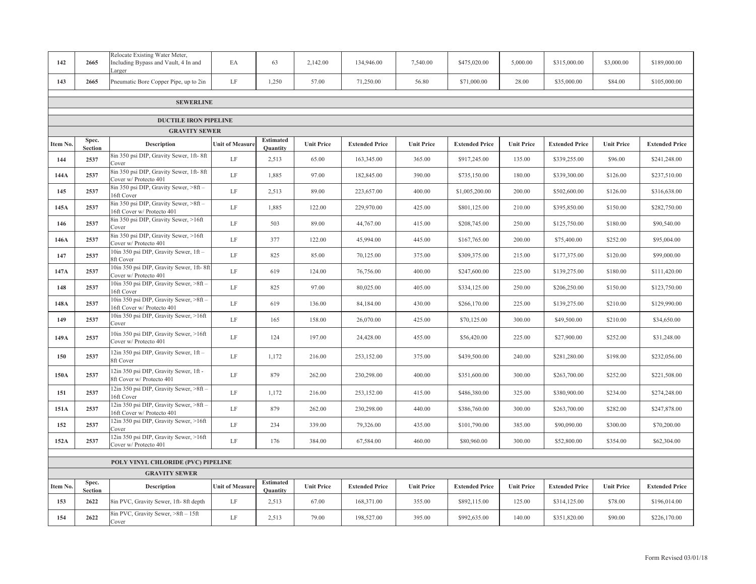| Item No. | Spec. Section | Description | Unit of Measure | Estimated Quantity | Unit Price | Extended Price | Unit Price | Extended Price | Unit Price | Extended Price | Unit Price | Extended Price |
|---|---|---|---|---|---|---|---|---|---|---|---|---|
| 142 | 2665 | Relocate Existing Water Meter, Including Bypass and Vault, 4 In and Larger | EA | 63 | 2,142.00 | 134,946.00 | 7,540.00 | $475,020.00 | 5,000.00 | $315,000.00 | $3,000.00 | $189,000.00 |
| 143 | 2665 | Pneumatic Bore Copper Pipe, up to 2in | LF | 1,250 | 57.00 | 71,250.00 | 56.80 | $71,000.00 | 28.00 | $35,000.00 | $84.00 | $105,000.00 |

**SEWERLINE**

**DUCTILE IRON PIPELINE**

**GRAVITY SEWER**

| Item No. | Spec. Section | Description | Unit of Measure | Estimated Quantity | Unit Price | Extended Price | Unit Price | Extended Price | Unit Price | Extended Price | Unit Price | Extended Price |
|---|---|---|---|---|---|---|---|---|---|---|---|---|
| 144 | 2537 | 8in 350 psi DIP, Gravity Sewer, 1ft- 8ft Cover | LF | 2,513 | 65.00 | 163,345.00 | 365.00 | $917,245.00 | 135.00 | $339,255.00 | $96.00 | $241,248.00 |
| 144A | 2537 | 8in 350 psi DIP, Gravity Sewer, 1ft- 8ft Cover w/ Protecto 401 | LF | 1,885 | 97.00 | 182,845.00 | 390.00 | $735,150.00 | 180.00 | $339,300.00 | $126.00 | $237,510.00 |
| 145 | 2537 | 8in 350 psi DIP, Gravity Sewer, >8ft – 16ft Cover | LF | 2,513 | 89.00 | 223,657.00 | 400.00 | $1,005,200.00 | 200.00 | $502,600.00 | $126.00 | $316,638.00 |
| 145A | 2537 | 8in 350 psi DIP, Gravity Sewer, >8ft – 16ft Cover w/ Protecto 401 | LF | 1,885 | 122.00 | 229,970.00 | 425.00 | $801,125.00 | 210.00 | $395,850.00 | $150.00 | $282,750.00 |
| 146 | 2537 | 8in 350 psi DIP, Gravity Sewer, >16ft Cover | LF | 503 | 89.00 | 44,767.00 | 415.00 | $208,745.00 | 250.00 | $125,750.00 | $180.00 | $90,540.00 |
| 146A | 2537 | 8in 350 psi DIP, Gravity Sewer, >16ft Cover w/ Protecto 401 | LF | 377 | 122.00 | 45,994.00 | 445.00 | $167,765.00 | 200.00 | $75,400.00 | $252.00 | $95,004.00 |
| 147 | 2537 | 10in 350 psi DIP, Gravity Sewer, 1ft – 8ft Cover | LF | 825 | 85.00 | 70,125.00 | 375.00 | $309,375.00 | 215.00 | $177,375.00 | $120.00 | $99,000.00 |
| 147A | 2537 | 10in 350 psi DIP, Gravity Sewer, 1ft- 8ft Cover w/ Protecto 401 | LF | 619 | 124.00 | 76,756.00 | 400.00 | $247,600.00 | 225.00 | $139,275.00 | $180.00 | $111,420.00 |
| 148 | 2537 | 10in 350 psi DIP, Gravity Sewer, >8ft – 16ft Cover | LF | 825 | 97.00 | 80,025.00 | 405.00 | $334,125.00 | 250.00 | $206,250.00 | $150.00 | $123,750.00 |
| 148A | 2537 | 10in 350 psi DIP, Gravity Sewer, >8ft – 16ft Cover w/ Protecto 401 | LF | 619 | 136.00 | 84,184.00 | 430.00 | $266,170.00 | 225.00 | $139,275.00 | $210.00 | $129,990.00 |
| 149 | 2537 | 10in 350 psi DIP, Gravity Sewer, >16ft Cover | LF | 165 | 158.00 | 26,070.00 | 425.00 | $70,125.00 | 300.00 | $49,500.00 | $210.00 | $34,650.00 |
| 149A | 2537 | 10in 350 psi DIP, Gravity Sewer, >16ft Cover w/ Protecto 401 | LF | 124 | 197.00 | 24,428.00 | 455.00 | $56,420.00 | 225.00 | $27,900.00 | $252.00 | $31,248.00 |
| 150 | 2537 | 12in 350 psi DIP, Gravity Sewer, 1ft – 8ft Cover | LF | 1,172 | 216.00 | 253,152.00 | 375.00 | $439,500.00 | 240.00 | $281,280.00 | $198.00 | $232,056.00 |
| 150A | 2537 | 12in 350 psi DIP, Gravity Sewer, 1ft - 8ft Cover w/ Protecto 401 | LF | 879 | 262.00 | 230,298.00 | 400.00 | $351,600.00 | 300.00 | $263,700.00 | $252.00 | $221,508.00 |
| 151 | 2537 | 12in 350 psi DIP, Gravity Sewer, >8ft – 16ft Cover | LF | 1,172 | 216.00 | 253,152.00 | 415.00 | $486,380.00 | 325.00 | $380,900.00 | $234.00 | $274,248.00 |
| 151A | 2537 | 12in 350 psi DIP, Gravity Sewer, >8ft – 16ft Cover w/ Protecto 401 | LF | 879 | 262.00 | 230,298.00 | 440.00 | $386,760.00 | 300.00 | $263,700.00 | $282.00 | $247,878.00 |
| 152 | 2537 | 12in 350 psi DIP, Gravity Sewer, >16ft Cover | LF | 234 | 339.00 | 79,326.00 | 435.00 | $101,790.00 | 385.00 | $90,090.00 | $300.00 | $70,200.00 |
| 152A | 2537 | 12in 350 psi DIP, Gravity Sewer, >16ft Cover w/ Protecto 401 | LF | 176 | 384.00 | 67,584.00 | 460.00 | $80,960.00 | 300.00 | $52,800.00 | $354.00 | $62,304.00 |

**POLY VINYL CHLORIDE (PVC) PIPELINE**

**GRAVITY SEWER**

| Item No. | Spec. Section | Description | Unit of Measure | Estimated Quantity | Unit Price | Extended Price | Unit Price | Extended Price | Unit Price | Extended Price | Unit Price | Extended Price |
|---|---|---|---|---|---|---|---|---|---|---|---|---|
| 153 | 2622 | 8in PVC, Gravity Sewer, 1ft- 8ft depth | LF | 2,513 | 67.00 | 168,371.00 | 355.00 | $892,115.00 | 125.00 | $314,125.00 | $78.00 | $196,014.00 |
| 154 | 2622 | 8in PVC, Gravity Sewer, >8ft – 15ft Cover | LF | 2,513 | 79.00 | 198,527.00 | 395.00 | $992,635.00 | 140.00 | $351,820.00 | $90.00 | $226,170.00 |

Form Revised 03/01/18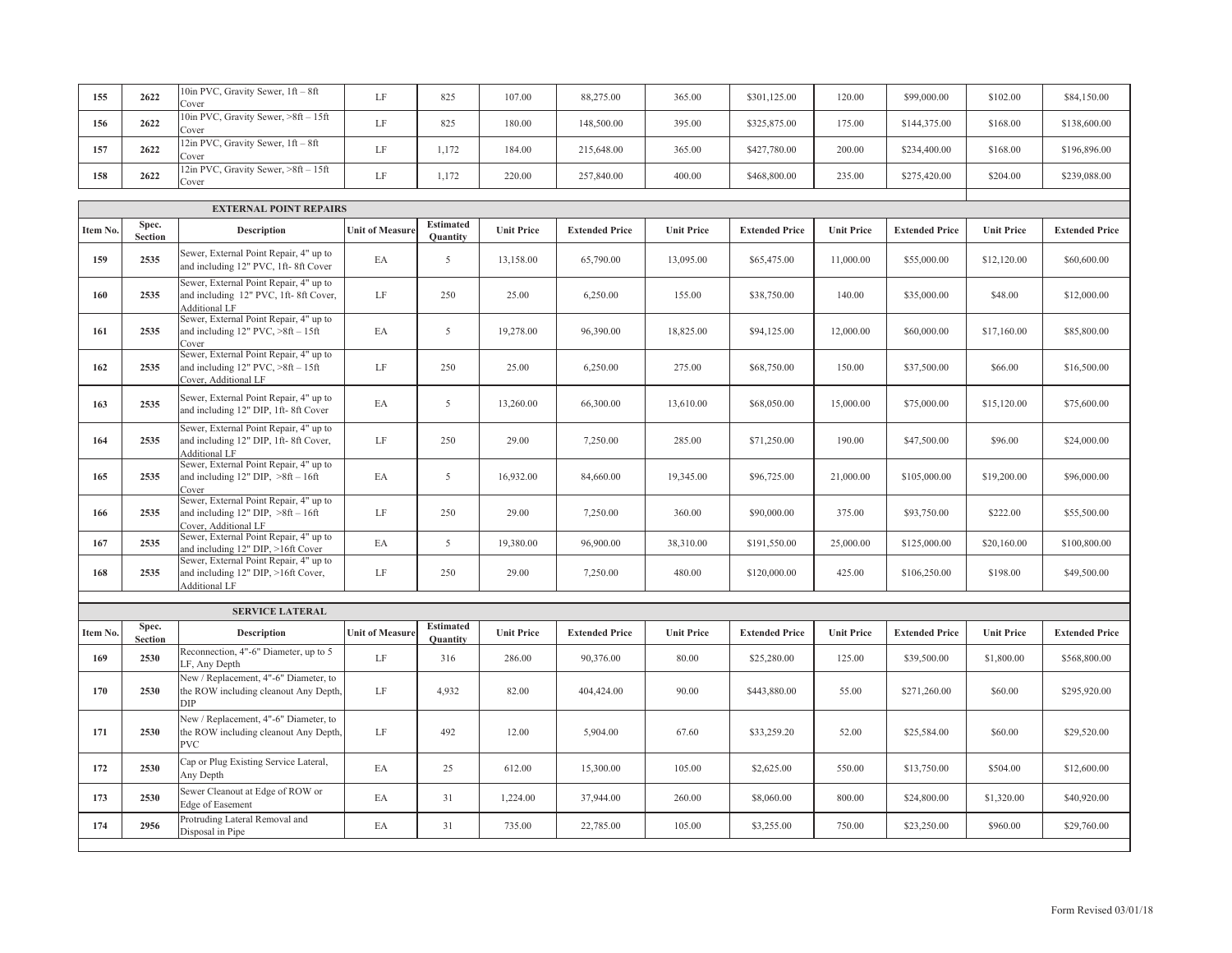| 155 | 2622 | 10in PVC, Gravity Sewer, 1ft – 8ft Cover | LF | 825 | 107.00 | 88,275.00 | 365.00 | $301,125.00 | 120.00 | $99,000.00 | $102.00 | $84,150.00 |
|---|---|---|---|---|---|---|---|---|---|---|---|---|
| 156 | 2622 | 10in PVC, Gravity Sewer, >8ft – 15ft Cover | LF | 825 | 180.00 | 148,500.00 | 395.00 | $325,875.00 | 175.00 | $144,375.00 | $168.00 | $138,600.00 |
| 157 | 2622 | 12in PVC, Gravity Sewer, 1ft – 8ft Cover | LF | 1,172 | 184.00 | 215,648.00 | 365.00 | $427,780.00 | 200.00 | $234,400.00 | $168.00 | $196,896.00 |
| 158 | 2622 | 12in PVC, Gravity Sewer, >8ft – 15ft Cover | LF | 1,172 | 220.00 | 257,840.00 | 400.00 | $468,800.00 | 235.00 | $275,420.00 | $204.00 | $239,088.00 |

**EXTERNAL POINT REPAIRS**

| Item No. | Spec. Section | Description | Unit of Measure | Estimated Quantity | Unit Price | Extended Price | Unit Price | Extended Price | Unit Price | Extended Price | Unit Price | Extended Price |
|---|---|---|---|---|---|---|---|---|---|---|---|---|
| 159 | 2535 | Sewer, External Point Repair, 4" up to and including 12" PVC, 1ft- 8ft Cover | EA | 5 | 13,158.00 | 65,790.00 | 13,095.00 | $65,475.00 | 11,000.00 | $55,000.00 | $12,120.00 | $60,600.00 |
| 160 | 2535 | Sewer, External Point Repair, 4" up to and including 12" PVC, 1ft- 8ft Cover, Additional LF | LF | 250 | 25.00 | 6,250.00 | 155.00 | $38,750.00 | 140.00 | $35,000.00 | $48.00 | $12,000.00 |
| 161 | 2535 | Sewer, External Point Repair, 4" up to and including 12" PVC, >8ft – 15ft Cover | EA | 5 | 19,278.00 | 96,390.00 | 18,825.00 | $94,125.00 | 12,000.00 | $60,000.00 | $17,160.00 | $85,800.00 |
| 162 | 2535 | Sewer, External Point Repair, 4" up to and including 12" PVC, >8ft – 15ft Cover, Additional LF | LF | 250 | 25.00 | 6,250.00 | 275.00 | $68,750.00 | 150.00 | $37,500.00 | $66.00 | $16,500.00 |
| 163 | 2535 | Sewer, External Point Repair, 4" up to and including 12" DIP, 1ft- 8ft Cover | EA | 5 | 13,260.00 | 66,300.00 | 13,610.00 | $68,050.00 | 15,000.00 | $75,000.00 | $15,120.00 | $75,600.00 |
| 164 | 2535 | Sewer, External Point Repair, 4" up to and including 12" DIP, 1ft- 8ft Cover, Additional LF | LF | 250 | 29.00 | 7,250.00 | 285.00 | $71,250.00 | 190.00 | $47,500.00 | $96.00 | $24,000.00 |
| 165 | 2535 | Sewer, External Point Repair, 4" up to and including 12" DIP, >8ft – 16ft Cover | EA | 5 | 16,932.00 | 84,660.00 | 19,345.00 | $96,725.00 | 21,000.00 | $105,000.00 | $19,200.00 | $96,000.00 |
| 166 | 2535 | Sewer, External Point Repair, 4" up to and including 12" DIP, >8ft – 16ft Cover, Additional LF | LF | 250 | 29.00 | 7,250.00 | 360.00 | $90,000.00 | 375.00 | $93,750.00 | $222.00 | $55,500.00 |
| 167 | 2535 | Sewer, External Point Repair, 4" up to and including 12" DIP, >16ft Cover | EA | 5 | 19,380.00 | 96,900.00 | 38,310.00 | $191,550.00 | 25,000.00 | $125,000.00 | $20,160.00 | $100,800.00 |
| 168 | 2535 | Sewer, External Point Repair, 4" up to and including 12" DIP, >16ft Cover, Additional LF | LF | 250 | 29.00 | 7,250.00 | 480.00 | $120,000.00 | 425.00 | $106,250.00 | $198.00 | $49,500.00 |

**SERVICE LATERAL**

| Item No. | Spec. Section | Description | Unit of Measure | Estimated Quantity | Unit Price | Extended Price | Unit Price | Extended Price | Unit Price | Extended Price | Unit Price | Extended Price |
|---|---|---|---|---|---|---|---|---|---|---|---|---|
| 169 | 2530 | Reconnection, 4"-6" Diameter, up to 5 LF, Any Depth | LF | 316 | 286.00 | 90,376.00 | 80.00 | $25,280.00 | 125.00 | $39,500.00 | $1,800.00 | $568,800.00 |
| 170 | 2530 | New / Replacement, 4"-6" Diameter, to the ROW including cleanout Any Depth, DIP | LF | 4,932 | 82.00 | 404,424.00 | 90.00 | $443,880.00 | 55.00 | $271,260.00 | $60.00 | $295,920.00 |
| 171 | 2530 | New / Replacement, 4"-6" Diameter, to the ROW including cleanout Any Depth, PVC | LF | 492 | 12.00 | 5,904.00 | 67.60 | $33,259.20 | 52.00 | $25,584.00 | $60.00 | $29,520.00 |
| 172 | 2530 | Cap or Plug Existing Service Lateral, Any Depth | EA | 25 | 612.00 | 15,300.00 | 105.00 | $2,625.00 | 550.00 | $13,750.00 | $504.00 | $12,600.00 |
| 173 | 2530 | Sewer Cleanout at Edge of ROW or Edge of Easement | EA | 31 | 1,224.00 | 37,944.00 | 260.00 | $8,060.00 | 800.00 | $24,800.00 | $1,320.00 | $40,920.00 |
| 174 | 2956 | Protruding Lateral Removal and Disposal in Pipe | EA | 31 | 735.00 | 22,785.00 | 105.00 | $3,255.00 | 750.00 | $23,250.00 | $960.00 | $29,760.00 |

Form Revised 03/01/18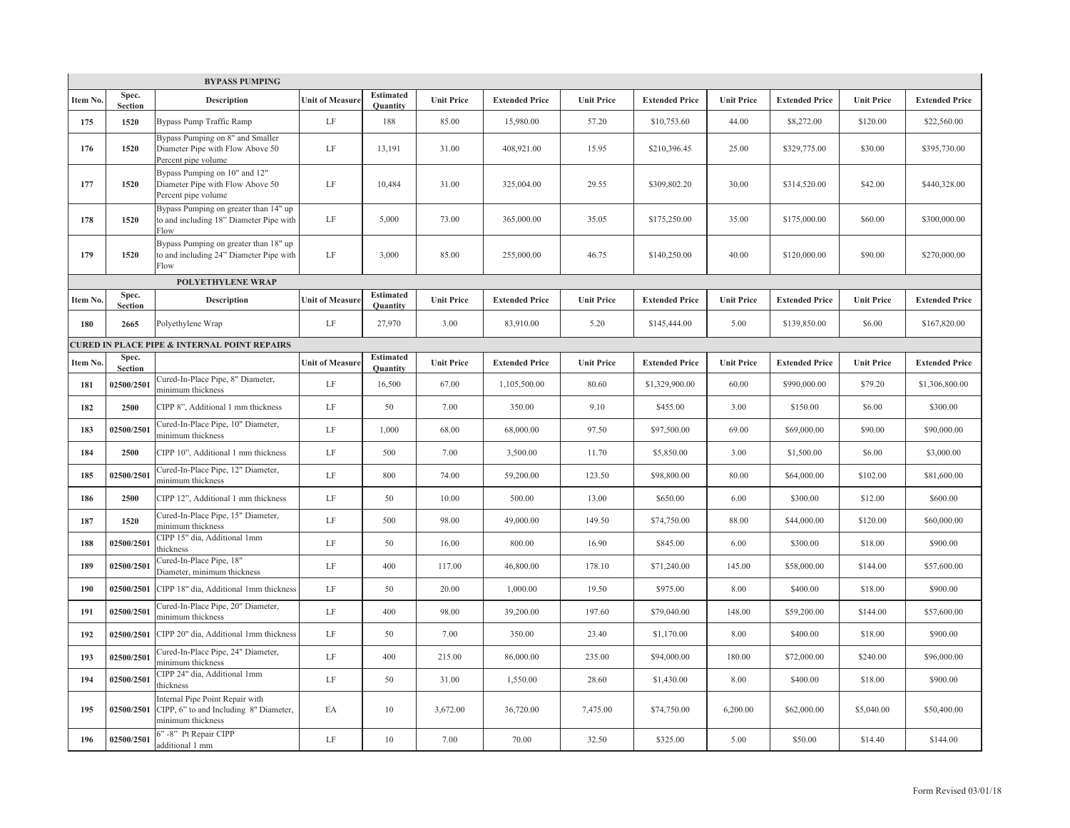| | | **BYPASS PUMPING** | | | | | | | | | | |
|---|---|---|---|---|---|---|---|---|---|---|---|---|
| **Item No.** | **Spec. Section** | **Description** | **Unit of Measure** | **Estimated Quantity** | **Unit Price** | **Extended Price** | **Unit Price** | **Extended Price** | **Unit Price** | **Extended Price** | **Unit Price** | **Extended Price** |
| **175** | **1520** | Bypass Pump Traffic Ramp | LF | 188 | 85.00 | 15,980.00 | 57.20 | $10,753.60 | 44.00 | $8,272.00 | $120.00 | $22,560.00 |
| **176** | **1520** | Bypass Pumping on 8" and Smaller Diameter Pipe with Flow Above 50 Percent pipe volume | LF | 13,191 | 31.00 | 408,921.00 | 15.95 | $210,396.45 | 25.00 | $329,775.00 | $30.00 | $395,730.00 |
| **177** | **1520** | Bypass Pumping on 10" and 12" Diameter Pipe with Flow Above 50 Percent pipe volume | LF | 10,484 | 31.00 | 325,004.00 | 29.55 | $309,802.20 | 30.00 | $314,520.00 | $42.00 | $440,328.00 |
| **178** | **1520** | Bypass Pumping on greater than 14" up to and including 18" Diameter Pipe with Flow | LF | 5,000 | 73.00 | 365,000.00 | 35.05 | $175,250.00 | 35.00 | $175,000.00 | $60.00 | $300,000.00 |
| **179** | **1520** | Bypass Pumping on greater than 18" up to and including 24" Diameter Pipe with Flow | LF | 3,000 | 85.00 | 255,000.00 | 46.75 | $140,250.00 | 40.00 | $120,000.00 | $90.00 | $270,000.00 |
| | | **POLYETHYLENE WRAP** | | | | | | | | | | |
| **Item No.** | **Spec. Section** | **Description** | **Unit of Measure** | **Estimated Quantity** | **Unit Price** | **Extended Price** | **Unit Price** | **Extended Price** | **Unit Price** | **Extended Price** | **Unit Price** | **Extended Price** |
| **180** | **2665** | Polyethylene Wrap | LF | 27,970 | 3.00 | 83,910.00 | 5.20 | $145,444.00 | 5.00 | $139,850.00 | $6.00 | $167,820.00 |
| **CURED IN PLACE PIPE & INTERNAL POINT REPAIRS** | | | | | | | | | | | | |
| **Item No.** | **Spec. Section** | | **Unit of Measure** | **Estimated Quantity** | **Unit Price** | **Extended Price** | **Unit Price** | **Extended Price** | **Unit Price** | **Extended Price** | **Unit Price** | **Extended Price** |
| **181** | **02500/2501** | Cured-In-Place Pipe, 8" Diameter, minimum thickness | LF | 16,500 | 67.00 | 1,105,500.00 | 80.60 | $1,329,900.00 | 60.00 | $990,000.00 | $79.20 | $1,306,800.00 |
| **182** | **2500** | CIPP 8", Additional 1 mm thickness | LF | 50 | 7.00 | 350.00 | 9.10 | $455.00 | 3.00 | $150.00 | $6.00 | $300.00 |
| **183** | **02500/2501** | Cured-In-Place Pipe, 10" Diameter, minimum thickness | LF | 1,000 | 68.00 | 68,000.00 | 97.50 | $97,500.00 | 69.00 | $69,000.00 | $90.00 | $90,000.00 |
| **184** | **2500** | CIPP 10", Additional 1 mm thickness | LF | 500 | 7.00 | 3,500.00 | 11.70 | $5,850.00 | 3.00 | $1,500.00 | $6.00 | $3,000.00 |
| **185** | **02500/2501** | Cured-In-Place Pipe, 12" Diameter, minimum thickness | LF | 800 | 74.00 | 59,200.00 | 123.50 | $98,800.00 | 80.00 | $64,000.00 | $102.00 | $81,600.00 |
| **186** | **2500** | CIPP 12", Additional 1 mm thickness | LF | 50 | 10.00 | 500.00 | 13.00 | $650.00 | 6.00 | $300.00 | $12.00 | $600.00 |
| **187** | **1520** | Cured-In-Place Pipe, 15" Diameter, minimum thickness | LF | 500 | 98.00 | 49,000.00 | 149.50 | $74,750.00 | 88.00 | $44,000.00 | $120.00 | $60,000.00 |
| **188** | **02500/2501** | CIPP 15" dia, Additional 1mm thickness | LF | 50 | 16.00 | 800.00 | 16.90 | $845.00 | 6.00 | $300.00 | $18.00 | $900.00 |
| **189** | **02500/2501** | Cured-In-Place Pipe, 18" Diameter, minimum thickness | LF | 400 | 117.00 | 46,800.00 | 178.10 | $71,240.00 | 145.00 | $58,000.00 | $144.00 | $57,600.00 |
| **190** | **02500/2501** | CIPP 18" dia, Additional 1mm thickness | LF | 50 | 20.00 | 1,000.00 | 19.50 | $975.00 | 8.00 | $400.00 | $18.00 | $900.00 |
| **191** | **02500/2501** | Cured-In-Place Pipe, 20" Diameter, minimum thickness | LF | 400 | 98.00 | 39,200.00 | 197.60 | $79,040.00 | 148.00 | $59,200.00 | $144.00 | $57,600.00 |
| **192** | **02500/2501** | CIPP 20" dia, Additional 1mm thickness | LF | 50 | 7.00 | 350.00 | 23.40 | $1,170.00 | 8.00 | $400.00 | $18.00 | $900.00 |
| **193** | **02500/2501** | Cured-In-Place Pipe, 24" Diameter, minimum thickness | LF | 400 | 215.00 | 86,000.00 | 235.00 | $94,000.00 | 180.00 | $72,000.00 | $240.00 | $96,000.00 |
| **194** | **02500/2501** | CIPP 24" dia, Additional 1mm thickness | LF | 50 | 31.00 | 1,550.00 | 28.60 | $1,430.00 | 8.00 | $400.00 | $18.00 | $900.00 |
| **195** | **02500/2501** | Internal Pipe Point Repair with CIPP, 6" to and Including 8" Diameter, minimum thickness | EA | 10 | 3,672.00 | 36,720.00 | 7,475.00 | $74,750.00 | 6,200.00 | $62,000.00 | $5,040.00 | $50,400.00 |
| **196** | **02500/2501** | 6" -8" Pt Repair CIPP additional 1 mm | LF | 10 | 7.00 | 70.00 | 32.50 | $325.00 | 5.00 | $50.00 | $14.40 | $144.00 |

Form Revised 03/01/18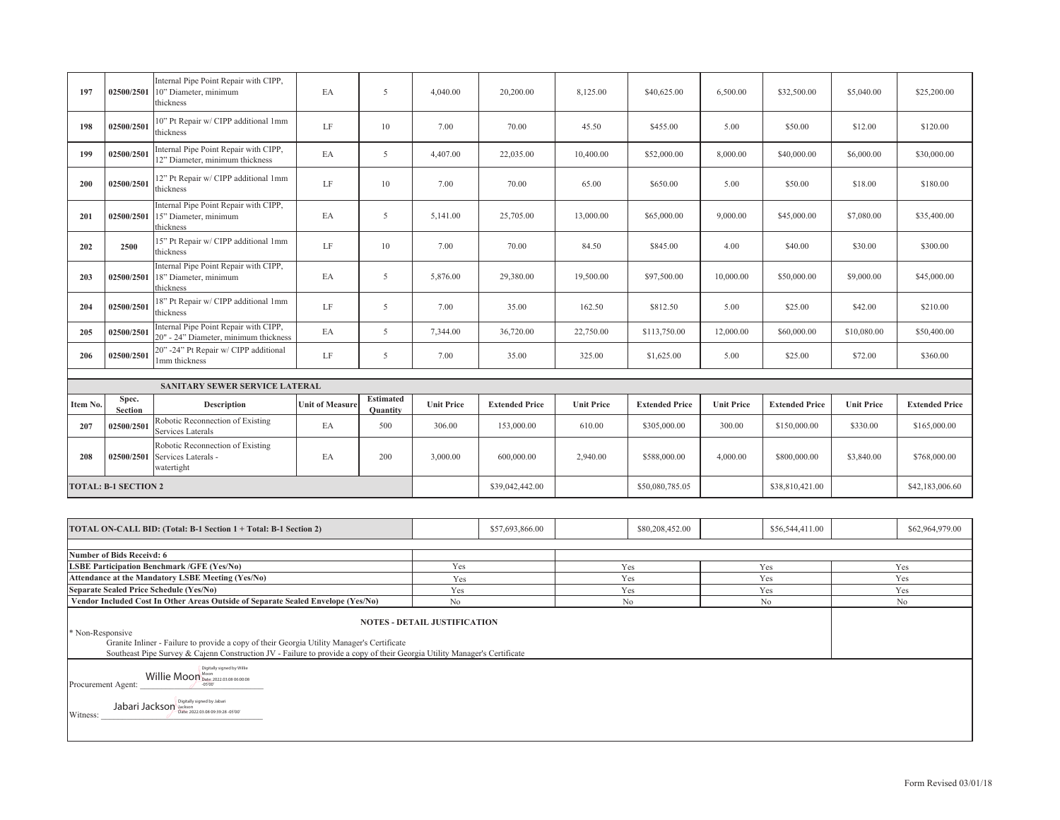| Item No. | Spec. Section | Description | Unit of Measure | Estimated Quantity | Unit Price | Extended Price | Unit Price | Extended Price | Unit Price | Extended Price | Unit Price | Extended Price |
|---|---|---|---|---|---|---|---|---|---|---|---|---|
| 197 | 02500/2501 | Internal Pipe Point Repair with CIPP, 10" Diameter, minimum thickness | EA | 5 | 4,040.00 | 20,200.00 | 8,125.00 | $40,625.00 | 6,500.00 | $32,500.00 | $5,040.00 | $25,200.00 |
| 198 | 02500/2501 | 10" Pt Repair w/ CIPP additional 1mm thickness | LF | 10 | 7.00 | 70.00 | 45.50 | $455.00 | 5.00 | $50.00 | $12.00 | $120.00 |
| 199 | 02500/2501 | Internal Pipe Point Repair with CIPP, 12" Diameter, minimum thickness | EA | 5 | 4,407.00 | 22,035.00 | 10,400.00 | $52,000.00 | 8,000.00 | $40,000.00 | $6,000.00 | $30,000.00 |
| 200 | 02500/2501 | 12" Pt Repair w/ CIPP additional 1mm thickness | LF | 10 | 7.00 | 70.00 | 65.00 | $650.00 | 5.00 | $50.00 | $18.00 | $180.00 |
| 201 | 02500/2501 | Internal Pipe Point Repair with CIPP, 15" Diameter, minimum thickness | EA | 5 | 5,141.00 | 25,705.00 | 13,000.00 | $65,000.00 | 9,000.00 | $45,000.00 | $7,080.00 | $35,400.00 |
| 202 | 2500 | 15" Pt Repair w/ CIPP additional 1mm thickness | LF | 10 | 7.00 | 70.00 | 84.50 | $845.00 | 4.00 | $40.00 | $30.00 | $300.00 |
| 203 | 02500/2501 | Internal Pipe Point Repair with CIPP, 18" Diameter, minimum thickness | EA | 5 | 5,876.00 | 29,380.00 | 19,500.00 | $97,500.00 | 10,000.00 | $50,000.00 | $9,000.00 | $45,000.00 |
| 204 | 02500/2501 | 18" Pt Repair w/ CIPP additional 1mm thickness | LF | 5 | 7.00 | 35.00 | 162.50 | $812.50 | 5.00 | $25.00 | $42.00 | $210.00 |
| 205 | 02500/2501 | Internal Pipe Point Repair with CIPP, 20" - 24" Diameter, minimum thickness | EA | 5 | 7,344.00 | 36,720.00 | 22,750.00 | $113,750.00 | 12,000.00 | $60,000.00 | $10,080.00 | $50,400.00 |
| 206 | 02500/2501 | 20" -24" Pt Repair w/ CIPP additional 1mm thickness | LF | 5 | 7.00 | 35.00 | 325.00 | $1,625.00 | 5.00 | $25.00 | $72.00 | $360.00 |
| | | **SANITARY SEWER SERVICE LATERAL** | | | | | | | | | | |
| **Item No.** | **Spec. Section** | **Description** | **Unit of Measure** | **Estimated Quantity** | **Unit Price** | **Extended Price** | **Unit Price** | **Extended Price** | **Unit Price** | **Extended Price** | **Unit Price** | **Extended Price** |
| 207 | 02500/2501 | Robotic Reconnection of Existing Services Laterals | EA | 500 | 306.00 | 153,000.00 | 610.00 | $305,000.00 | 300.00 | $150,000.00 | $330.00 | $165,000.00 |
| 208 | 02500/2501 | Robotic Reconnection of Existing Services Laterals - watertight | EA | 200 | 3,000.00 | 600,000.00 | 2,940.00 | $588,000.00 | 4,000.00 | $800,000.00 | $3,840.00 | $768,000.00 |
| **TOTAL: B-1 SECTION 2** | | | | | | $39,042,442.00 | | $50,080,785.05 | | $38,810,421.00 | | $42,183,006.60 |

| | | | | | | | | |
|---|---|---|---|---|---|---|---|---|
| **TOTAL ON-CALL BID: (Total: B-1 Section 1 + Total: B-1 Section 2)** | | $57,693,866.00 | | $80,208,452.00 | | $56,544,411.00 | | $62,964,979.00 |
| **Number of Bids Receivd: 6** | | | | | | | | |
| **LSBE Participation Benchmark /GFE (Yes/No)** | Yes | | Yes | | Yes | | Yes | |
| **Attendance at the Mandatory LSBE Meeting (Yes/No)** | Yes | | Yes | | Yes | | Yes | |
| **Separate Sealed Price Schedule (Yes/No)** | Yes | | Yes | | Yes | | Yes | |
| **Vendor Included Cost In Other Areas Outside of Separate Sealed Envelope (Yes/No)** | No | | No | | No | | No | |

**NOTES - DETAIL JUSTIFICATION**

\* Non-Responsive

Granite Inliner - Failure to provide a copy of their Georgia Utility Manager's Certificate

Southeast Pipe Survey & Cajenn Construction JV - Failure to provide a copy of their Georgia Utility Manager's Certificate

Procurement Agent: Willie Moon (Digitally signed by Willie Moon Date: 2022.03.08 06:00:08 -05'00')

Witness: Jabari Jackson (Digitally signed by Jabari Jackson Date: 2022.03.08 09:39:28 -05'00')

Form Revised 03/01/18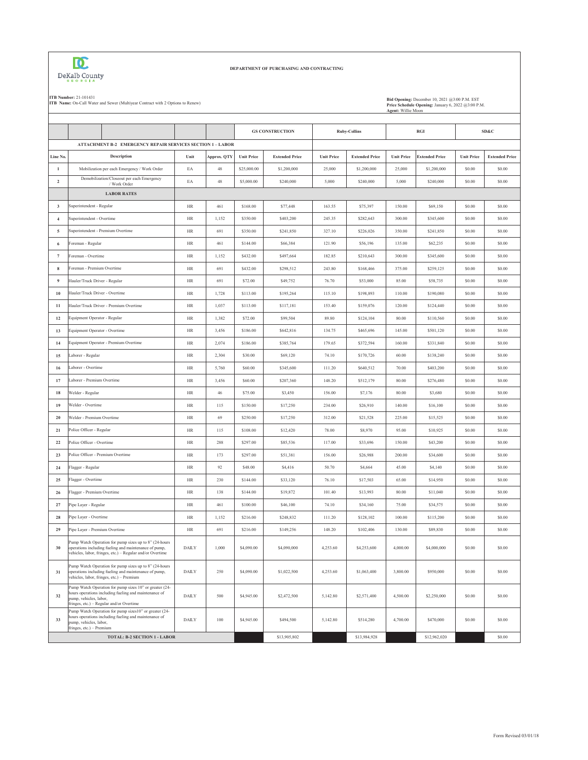DeKalb County GEORGIA

**DEPARTMENT OF PURCHASING AND CONTRACTING**

**ITB Number:** 21-101431
**ITB Name:** On-Call Water and Sewer (Multiyear Contract with 2 Options to Renew)

**Bid Opening:** December 10, 2021 @3:00 P.M. EST
**Price Schedule Opening:** January 6, 2022 @3:00 P.M.
**Agent:** Willie Moon

| | | | | GS CONSTRUCTION | | Ruby-Collins | | RGI | | SD&C | |
|---|---|---|---|---|---|---|---|---|---|---|---|
| | **ATTACHMENT B-2 EMERGENCY REPAIR SERVICES SECTION 1 – LABOR** | | | | | | | | | | |
| **Line No.** | **Description** | **Unit** | **Approx. QTY** | **Unit Price** | **Extended Price** | **Unit Price** | **Extended Price** | **Unit Price** | **Extended Price** | **Unit Price** | **Extended Price** |
| 1 | Mobilization per each Emergency / Work Order | EA | 48 | $25,000.00 | $1,200,000 | 25,000 | $1,200,000 | 25,000 | $1,200,000 | $0.00 | $0.00 |
| 2 | Demobilization/Closeout per each Emergency / Work Order | EA | 48 | $5,000.00 | $240,000 | 5,000 | $240,000 | 5,000 | $240,000 | $0.00 | $0.00 |
| | **LABOR RATES** | | | | | | | | | | |
| 3 | Superintendent - Regular | HR | 461 | $168.00 | $77,448 | 163.55 | $75,397 | 150.00 | $69,150 | $0.00 | $0.00 |
| 4 | Superintendent - Overtime | HR | 1,152 | $350.00 | $403,200 | 245.35 | $282,643 | 300.00 | $345,600 | $0.00 | $0.00 |
| 5 | Superintendent - Premium Overtime | HR | 691 | $350.00 | $241,850 | 327.10 | $226,026 | 350.00 | $241,850 | $0.00 | $0.00 |
| 6 | Foreman - Regular | HR | 461 | $144.00 | $66,384 | 121.90 | $56,196 | 135.00 | $62,235 | $0.00 | $0.00 |
| 7 | Foreman - Overtime | HR | 1,152 | $432.00 | $497,664 | 182.85 | $210,643 | 300.00 | $345,600 | $0.00 | $0.00 |
| 8 | Foreman - Premium Overtime | HR | 691 | $432.00 | $298,512 | 243.80 | $168,466 | 375.00 | $259,125 | $0.00 | $0.00 |
| 9 | Hauler/Truck Driver - Regular | HR | 691 | $72.00 | $49,752 | 76.70 | $53,000 | 85.00 | $58,735 | $0.00 | $0.00 |
| 10 | Hauler/Truck Driver - Overtime | HR | 1,728 | $113.00 | $195,264 | 115.10 | $198,893 | 110.00 | $190,080 | $0.00 | $0.00 |
| 11 | Hauler/Truck Driver - Premium Overtime | HR | 1,037 | $113.00 | $117,181 | 153.40 | $159,076 | 120.00 | $124,440 | $0.00 | $0.00 |
| 12 | Equipment Operator - Regular | HR | 1,382 | $72.00 | $99,504 | 89.80 | $124,104 | 80.00 | $110,560 | $0.00 | $0.00 |
| 13 | Equipment Operator - Overtime | HR | 3,456 | $186.00 | $642,816 | 134.75 | $465,696 | 145.00 | $501,120 | $0.00 | $0.00 |
| 14 | Equipment Operator - Premium Overtime | HR | 2,074 | $186.00 | $385,764 | 179.65 | $372,594 | 160.00 | $331,840 | $0.00 | $0.00 |
| 15 | Laborer - Regular | HR | 2,304 | $30.00 | $69,120 | 74.10 | $170,726 | 60.00 | $138,240 | $0.00 | $0.00 |
| 16 | Laborer - Overtime | HR | 5,760 | $60.00 | $345,600 | 111.20 | $640,512 | 70.00 | $403,200 | $0.00 | $0.00 |
| 17 | Laborer - Premium Overtime | HR | 3,456 | $60.00 | $207,360 | 148.20 | $512,179 | 80.00 | $276,480 | $0.00 | $0.00 |
| 18 | Welder - Regular | HR | 46 | $75.00 | $3,450 | 156.00 | $7,176 | 80.00 | $3,680 | $0.00 | $0.00 |
| 19 | Welder - Overtime | HR | 115 | $150.00 | $17,250 | 234.00 | $26,910 | 140.00 | $16,100 | $0.00 | $0.00 |
| 20 | Welder - Premium Overtime | HR | 69 | $250.00 | $17,250 | 312.00 | $21,528 | 225.00 | $15,525 | $0.00 | $0.00 |
| 21 | Police Officer - Regular | HR | 115 | $108.00 | $12,420 | 78.00 | $8,970 | 95.00 | $10,925 | $0.00 | $0.00 |
| 22 | Police Officer - Overtime | HR | 288 | $297.00 | $85,536 | 117.00 | $33,696 | 150.00 | $43,200 | $0.00 | $0.00 |
| 23 | Police Officer - Premium Overtime | HR | 173 | $297.00 | $51,381 | 156.00 | $26,988 | 200.00 | $34,600 | $0.00 | $0.00 |
| 24 | Flagger - Regular | HR | 92 | $48.00 | $4,416 | 50.70 | $4,664 | 45.00 | $4,140 | $0.00 | $0.00 |
| 25 | Flagger - Overtime | HR | 230 | $144.00 | $33,120 | 76.10 | $17,503 | 65.00 | $14,950 | $0.00 | $0.00 |
| 26 | Flagger - Premium Overtime | HR | 138 | $144.00 | $19,872 | 101.40 | $13,993 | 80.00 | $11,040 | $0.00 | $0.00 |
| 27 | Pipe Layer - Regular | HR | 461 | $100.00 | $46,100 | 74.10 | $34,160 | 75.00 | $34,575 | $0.00 | $0.00 |
| 28 | Pipe Layer - Overtime | HR | 1,152 | $216.00 | $248,832 | 111.20 | $128,102 | 100.00 | $115,200 | $0.00 | $0.00 |
| 29 | Pipe Layer - Premium Overtime | HR | 691 | $216.00 | $149,256 | 148.20 | $102,406 | 130.00 | $89,830 | $0.00 | $0.00 |
| 30 | Pump Watch Operation for pump sizes up to 8" (24-hours operations including fueling and maintenance of pump, vehicles, labor, fringes, etc.) – Regular and/or Overtime | DAILY | 1,000 | $4,090.00 | $4,090,000 | 4,253.60 | $4,253,600 | 4,000.00 | $4,000,000 | $0.00 | $0.00 |
| 31 | Pump Watch Operation for pump sizes up to 8" (24-hours operations including fueling and maintenance of pump, vehicles, labor, fringes, etc.) – Premium | DAILY | 250 | $4,090.00 | $1,022,500 | 4,253.60 | $1,063,400 | 3,800.00 | $950,000 | $0.00 | $0.00 |
| 32 | Pump Watch Operation for pump sizes 10" or greater (24-hours operations including fueling and maintenance of pump, vehicles, labor, fringes, etc.) – Regular and/or Overtime | DAILY | 500 | $4,945.00 | $2,472,500 | 5,142.80 | $2,571,400 | 4,500.00 | $2,250,000 | $0.00 | $0.00 |
| 33 | Pump Watch Operation for pump sizes10" or greater (24-hours operations including fueling and maintenance of pump, vehicles, labor, fringes, etc.) – Premium | DAILY | 100 | $4,945.00 | $494,500 | 5,142.80 | $514,280 | 4,700.00 | $470,000 | $0.00 | $0.00 |
| | **TOTAL: B-2 SECTION 1 - LABOR** | | | | $13,905,802 | | $13,984,928 | | $12,962,020 | | $0.00 |

Form Revised 03/01/18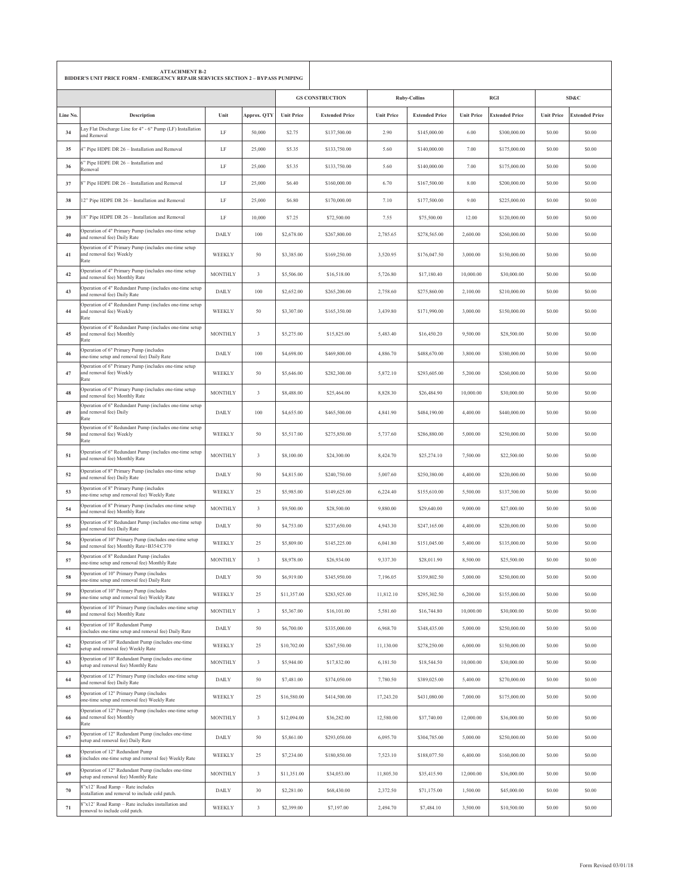**ATTACHMENT B-2**
**BIDDER'S UNIT PRICE FORM - EMERGENCY REPAIR SERVICES SECTION 2 – BYPASS PUMPING**

| | | | | GS CONSTRUCTION | | Ruby-Collins | | RGI | | SD&C | |
|---|---|---|---|---|---|---|---|---|---|---|---|
| Line No. | Description | Unit | Approx. QTY | Unit Price | Extended Price | Unit Price | Extended Price | Unit Price | Extended Price | Unit Price | Extended Price |
| 34 | Lay Flat Discharge Line for 4" - 6" Pump (LF) Installation and Removal | LF | 50,000 | $2.75 | $137,500.00 | 2.90 | $145,000.00 | 6.00 | $300,000.00 | $0.00 | $0.00 |
| 35 | 4" Pipe HDPE DR 26 – Installation and Removal | LF | 25,000 | $5.35 | $133,750.00 | 5.60 | $140,000.00 | 7.00 | $175,000.00 | $0.00 | $0.00 |
| 36 | 6" Pipe HDPE DR 26 – Installation and Removal | LF | 25,000 | $5.35 | $133,750.00 | 5.60 | $140,000.00 | 7.00 | $175,000.00 | $0.00 | $0.00 |
| 37 | 8" Pipe HDPE DR 26 – Installation and Removal | LF | 25,000 | $6.40 | $160,000.00 | 6.70 | $167,500.00 | 8.00 | $200,000.00 | $0.00 | $0.00 |
| 38 | 12" Pipe HDPE DR 26 – Installation and Removal | LF | 25,000 | $6.80 | $170,000.00 | 7.10 | $177,500.00 | 9.00 | $225,000.00 | $0.00 | $0.00 |
| 39 | 18" Pipe HDPE DR 26 – Installation and Removal | LF | 10,000 | $7.25 | $72,500.00 | 7.55 | $75,500.00 | 12.00 | $120,000.00 | $0.00 | $0.00 |
| 40 | Operation of 4" Primary Pump (includes one-time setup and removal fee) Daily Rate | DAILY | 100 | $2,678.00 | $267,800.00 | 2,785.65 | $278,565.00 | 2,600.00 | $260,000.00 | $0.00 | $0.00 |
| 41 | Operation of 4" Primary Pump (includes one-time setup and removal fee) Weekly Rate | WEEKLY | 50 | $3,385.00 | $169,250.00 | 3,520.95 | $176,047.50 | 3,000.00 | $150,000.00 | $0.00 | $0.00 |
| 42 | Operation of 4" Primary Pump (includes one-time setup and removal fee) Monthly Rate | MONTHLY | 3 | $5,506.00 | $16,518.00 | 5,726.80 | $17,180.40 | 10,000.00 | $30,000.00 | $0.00 | $0.00 |
| 43 | Operation of 4" Redundant Pump (includes one-time setup and removal fee) Daily Rate | DAILY | 100 | $2,652.00 | $265,200.00 | 2,758.60 | $275,860.00 | 2,100.00 | $210,000.00 | $0.00 | $0.00 |
| 44 | Operation of 4" Redundant Pump (includes one-time setup and removal fee) Weekly Rate | WEEKLY | 50 | $3,307.00 | $165,350.00 | 3,439.80 | $171,990.00 | 3,000.00 | $150,000.00 | $0.00 | $0.00 |
| 45 | Operation of 4" Redundant Pump (includes one-time setup and removal fee) Monthly Rate | MONTHLY | 3 | $5,275.00 | $15,825.00 | 5,483.40 | $16,450.20 | 9,500.00 | $28,500.00 | $0.00 | $0.00 |
| 46 | Operation of 6" Primary Pump (includes one-time setup and removal fee) Daily Rate | DAILY | 100 | $4,698.00 | $469,800.00 | 4,886.70 | $488,670.00 | 3,800.00 | $380,000.00 | $0.00 | $0.00 |
| 47 | Operation of 6" Primary Pump (includes one-time setup and removal fee) Weekly Rate | WEEKLY | 50 | $5,646.00 | $282,300.00 | 5,872.10 | $293,605.00 | 5,200.00 | $260,000.00 | $0.00 | $0.00 |
| 48 | Operation of 6" Primary Pump (includes one-time setup and removal fee) Monthly Rate | MONTHLY | 3 | $8,488.00 | $25,464.00 | 8,828.30 | $26,484.90 | 10,000.00 | $30,000.00 | $0.00 | $0.00 |
| 49 | Operation of 6" Redundant Pump (includes one-time setup and removal fee) Daily Rate | DAILY | 100 | $4,655.00 | $465,500.00 | 4,841.90 | $484,190.00 | 4,400.00 | $440,000.00 | $0.00 | $0.00 |
| 50 | Operation of 6" Redundant Pump (includes one-time setup and removal fee) Weekly Rate | WEEKLY | 50 | $5,517.00 | $275,850.00 | 5,737.60 | $286,880.00 | 5,000.00 | $250,000.00 | $0.00 | $0.00 |
| 51 | Operation of 6" Redundant Pump (includes one-time setup and removal fee) Monthly Rate | MONTHLY | 3 | $8,100.00 | $24,300.00 | 8,424.70 | $25,274.10 | 7,500.00 | $22,500.00 | $0.00 | $0.00 |
| 52 | Operation of 8" Primary Pump (includes one-time setup and removal fee) Daily Rate | DAILY | 50 | $4,815.00 | $240,750.00 | 5,007.60 | $250,380.00 | 4,400.00 | $220,000.00 | $0.00 | $0.00 |
| 53 | Operation of 8" Primary Pump (includes one-time setup and removal fee) Weekly Rate | WEEKLY | 25 | $5,985.00 | $149,625.00 | 6,224.40 | $155,610.00 | 5,500.00 | $137,500.00 | $0.00 | $0.00 |
| 54 | Operation of 8" Primary Pump (includes one-time setup and removal fee) Monthly Rate | MONTHLY | 3 | $9,500.00 | $28,500.00 | 9,880.00 | $29,640.00 | 9,000.00 | $27,000.00 | $0.00 | $0.00 |
| 55 | Operation of 8" Redundant Pump (includes one-time setup and removal fee) Daily Rate | DAILY | 50 | $4,753.00 | $237,650.00 | 4,943.30 | $247,165.00 | 4,400.00 | $220,000.00 | $0.00 | $0.00 |
| 56 | Operation of 10" Primary Pump (includes one-time setup and removal fee) Monthly Rate+B354:C370 | WEEKLY | 25 | $5,809.00 | $145,225.00 | 6,041.80 | $151,045.00 | 5,400.00 | $135,000.00 | $0.00 | $0.00 |
| 57 | Operation of 8" Redundant Pump (includes one-time setup and removal fee) Monthly Rate | MONTHLY | 3 | $8,978.00 | $26,934.00 | 9,337.30 | $28,011.90 | 8,500.00 | $25,500.00 | $0.00 | $0.00 |
| 58 | Operation of 10" Primary Pump (includes one-time setup and removal fee) Daily Rate | DAILY | 50 | $6,919.00 | $345,950.00 | 7,196.05 | $359,802.50 | 5,000.00 | $250,000.00 | $0.00 | $0.00 |
| 59 | Operation of 10" Primary Pump (includes one-time setup and removal fee) Weekly Rate | WEEKLY | 25 | $11,357.00 | $283,925.00 | 11,812.10 | $295,302.50 | 6,200.00 | $155,000.00 | $0.00 | $0.00 |
| 60 | Operation of 10" Primary Pump (includes one-time setup and removal fee) Monthly Rate | MONTHLY | 3 | $5,367.00 | $16,101.00 | 5,581.60 | $16,744.80 | 10,000.00 | $30,000.00 | $0.00 | $0.00 |
| 61 | Operation of 10" Redundant Pump (includes one-time setup and removal fee) Daily Rate | DAILY | 50 | $6,700.00 | $335,000.00 | 6,968.70 | $348,435.00 | 5,000.00 | $250,000.00 | $0.00 | $0.00 |
| 62 | Operation of 10" Redundant Pump (includes one-time setup and removal fee) Weekly Rate | WEEKLY | 25 | $10,702.00 | $267,550.00 | 11,130.00 | $278,250.00 | 6,000.00 | $150,000.00 | $0.00 | $0.00 |
| 63 | Operation of 10" Redundant Pump (includes one-time setup and removal fee) Monthly Rate | MONTHLY | 3 | $5,944.00 | $17,832.00 | 6,181.50 | $18,544.50 | 10,000.00 | $30,000.00 | $0.00 | $0.00 |
| 64 | Operation of 12" Primary Pump (includes one-time setup and removal fee) Daily Rate | DAILY | 50 | $7,481.00 | $374,050.00 | 7,780.50 | $389,025.00 | 5,400.00 | $270,000.00 | $0.00 | $0.00 |
| 65 | Operation of 12" Primary Pump (includes one-time setup and removal fee) Weekly Rate | WEEKLY | 25 | $16,580.00 | $414,500.00 | 17,243.20 | $431,080.00 | 7,000.00 | $175,000.00 | $0.00 | $0.00 |
| 66 | Operation of 12" Primary Pump (includes one-time setup and removal fee) Monthly Rate | MONTHLY | 3 | $12,094.00 | $36,282.00 | 12,580.00 | $37,740.00 | 12,000.00 | $36,000.00 | $0.00 | $0.00 |
| 67 | Operation of 12" Redundant Pump (includes one-time setup and removal fee) Daily Rate | DAILY | 50 | $5,861.00 | $293,050.00 | 6,095.70 | $304,785.00 | 5,000.00 | $250,000.00 | $0.00 | $0.00 |
| 68 | Operation of 12" Redundant Pump (includes one-time setup and removal fee) Weekly Rate | WEEKLY | 25 | $7,234.00 | $180,850.00 | 7,523.10 | $188,077.50 | 6,400.00 | $160,000.00 | $0.00 | $0.00 |
| 69 | Operation of 12" Redundant Pump (includes one-time setup and removal fee) Monthly Rate | MONTHLY | 3 | $11,351.00 | $34,053.00 | 11,805.30 | $35,415.90 | 12,000.00 | $36,000.00 | $0.00 | $0.00 |
| 70 | 8"x12' Road Ramp – Rate includes installation and removal to include cold patch. | DAILY | 30 | $2,281.00 | $68,430.00 | 2,372.50 | $71,175.00 | 1,500.00 | $45,000.00 | $0.00 | $0.00 |
| 71 | 8"x12' Road Ramp – Rate includes installation and removal to include cold patch. | WEEKLY | 3 | $2,399.00 | $7,197.00 | 2,494.70 | $7,484.10 | 3,500.00 | $10,500.00 | $0.00 | $0.00 |

Form Revised 03/01/18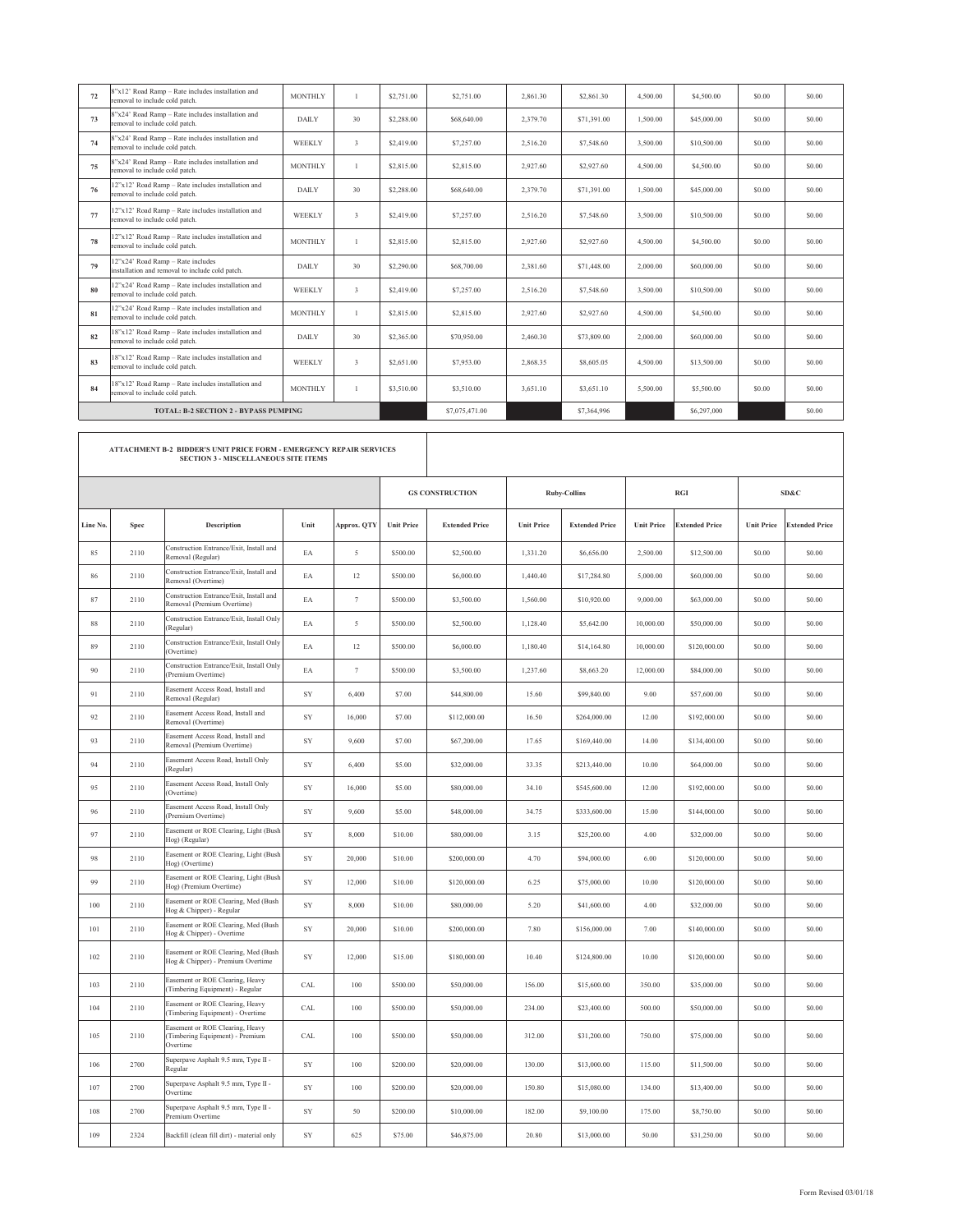| 72 | 8"x12' Road Ramp – Rate includes installation and removal to include cold patch. | MONTHLY | 1 | $2,751.00 | $2,751.00 | 2,861.30 | $2,861.30 | 4,500.00 | $4,500.00 | $0.00 | $0.00 |
|---|---|---|---|---|---|---|---|---|---|---|---|
| 73 | 8"x24' Road Ramp – Rate includes installation and removal to include cold patch. | DAILY | 30 | $2,288.00 | $68,640.00 | 2,379.70 | $71,391.00 | 1,500.00 | $45,000.00 | $0.00 | $0.00 |
| 74 | 8"x24' Road Ramp – Rate includes installation and removal to include cold patch. | WEEKLY | 3 | $2,419.00 | $7,257.00 | 2,516.20 | $7,548.60 | 3,500.00 | $10,500.00 | $0.00 | $0.00 |
| 75 | 8"x24' Road Ramp – Rate includes installation and removal to include cold patch. | MONTHLY | 1 | $2,815.00 | $2,815.00 | 2,927.60 | $2,927.60 | 4,500.00 | $4,500.00 | $0.00 | $0.00 |
| 76 | 12"x12' Road Ramp – Rate includes installation and removal to include cold patch. | DAILY | 30 | $2,288.00 | $68,640.00 | 2,379.70 | $71,391.00 | 1,500.00 | $45,000.00 | $0.00 | $0.00 |
| 77 | 12"x12' Road Ramp – Rate includes installation and removal to include cold patch. | WEEKLY | 3 | $2,419.00 | $7,257.00 | 2,516.20 | $7,548.60 | 3,500.00 | $10,500.00 | $0.00 | $0.00 |
| 78 | 12"x12' Road Ramp – Rate includes installation and removal to include cold patch. | MONTHLY | 1 | $2,815.00 | $2,815.00 | 2,927.60 | $2,927.60 | 4,500.00 | $4,500.00 | $0.00 | $0.00 |
| 79 | 12"x24' Road Ramp – Rate includes installation and removal to include cold patch. | DAILY | 30 | $2,290.00 | $68,700.00 | 2,381.60 | $71,448.00 | 2,000.00 | $60,000.00 | $0.00 | $0.00 |
| 80 | 12"x24' Road Ramp – Rate includes installation and removal to include cold patch. | WEEKLY | 3 | $2,419.00 | $7,257.00 | 2,516.20 | $7,548.60 | 3,500.00 | $10,500.00 | $0.00 | $0.00 |
| 81 | 12"x24' Road Ramp – Rate includes installation and removal to include cold patch. | MONTHLY | 1 | $2,815.00 | $2,815.00 | 2,927.60 | $2,927.60 | 4,500.00 | $4,500.00 | $0.00 | $0.00 |
| 82 | 18"x12' Road Ramp – Rate includes installation and removal to include cold patch. | DAILY | 30 | $2,365.00 | $70,950.00 | 2,460.30 | $73,809.00 | 2,000.00 | $60,000.00 | $0.00 | $0.00 |
| 83 | 18"x12' Road Ramp – Rate includes installation and removal to include cold patch. | WEEKLY | 3 | $2,651.00 | $7,953.00 | 2,868.35 | $8,605.05 | 4,500.00 | $13,500.00 | $0.00 | $0.00 |
| 84 | 18"x12' Road Ramp – Rate includes installation and removal to include cold patch. | MONTHLY | 1 | $3,510.00 | $3,510.00 | 3,651.10 | $3,651.10 | 5,500.00 | $5,500.00 | $0.00 | $0.00 |
| **TOTAL: B-2 SECTION 2 - BYPASS PUMPING** | | | | | $7,075,471.00 | | $7,364,996 | | $6,297,000 | | $0.00 |

**ATTACHMENT B-2 BIDDER'S UNIT PRICE FORM - EMERGENCY REPAIR SERVICES**
**SECTION 3 - MISCELLANEOUS SITE ITEMS**

| | | | | | GS CONSTRUCTION | | Ruby-Collins | | RGI | | SD&C | |
|---|---|---|---|---|---|---|---|---|---|---|---|---|
| **Line No.** | **Spec** | **Description** | **Unit** | **Approx. QTY** | **Unit Price** | **Extended Price** | **Unit Price** | **Extended Price** | **Unit Price** | **Extended Price** | **Unit Price** | **Extended Price** |
| 85 | 2110 | Construction Entrance/Exit, Install and Removal (Regular) | EA | 5 | $500.00 | $2,500.00 | 1,331.20 | $6,656.00 | 2,500.00 | $12,500.00 | $0.00 | $0.00 |
| 86 | 2110 | Construction Entrance/Exit, Install and Removal (Overtime) | EA | 12 | $500.00 | $6,000.00 | 1,440.40 | $17,284.80 | 5,000.00 | $60,000.00 | $0.00 | $0.00 |
| 87 | 2110 | Construction Entrance/Exit, Install and Removal (Premium Overtime) | EA | 7 | $500.00 | $3,500.00 | 1,560.00 | $10,920.00 | 9,000.00 | $63,000.00 | $0.00 | $0.00 |
| 88 | 2110 | Construction Entrance/Exit, Install Only (Regular) | EA | 5 | $500.00 | $2,500.00 | 1,128.40 | $5,642.00 | 10,000.00 | $50,000.00 | $0.00 | $0.00 |
| 89 | 2110 | Construction Entrance/Exit, Install Only (Overtime) | EA | 12 | $500.00 | $6,000.00 | 1,180.40 | $14,164.80 | 10,000.00 | $120,000.00 | $0.00 | $0.00 |
| 90 | 2110 | Construction Entrance/Exit, Install Only (Premium Overtime) | EA | 7 | $500.00 | $3,500.00 | 1,237.60 | $8,663.20 | 12,000.00 | $84,000.00 | $0.00 | $0.00 |
| 91 | 2110 | Easement Access Road, Install and Removal (Regular) | SY | 6,400 | $7.00 | $44,800.00 | 15.60 | $99,840.00 | 9.00 | $57,600.00 | $0.00 | $0.00 |
| 92 | 2110 | Easement Access Road, Install and Removal (Overtime) | SY | 16,000 | $7.00 | $112,000.00 | 16.50 | $264,000.00 | 12.00 | $192,000.00 | $0.00 | $0.00 |
| 93 | 2110 | Easement Access Road, Install and Removal (Premium Overtime) | SY | 9,600 | $7.00 | $67,200.00 | 17.65 | $169,440.00 | 14.00 | $134,400.00 | $0.00 | $0.00 |
| 94 | 2110 | Easement Access Road, Install Only (Regular) | SY | 6,400 | $5.00 | $32,000.00 | 33.35 | $213,440.00 | 10.00 | $64,000.00 | $0.00 | $0.00 |
| 95 | 2110 | Easement Access Road, Install Only (Overtime) | SY | 16,000 | $5.00 | $80,000.00 | 34.10 | $545,600.00 | 12.00 | $192,000.00 | $0.00 | $0.00 |
| 96 | 2110 | Easement Access Road, Install Only (Premium Overtime) | SY | 9,600 | $5.00 | $48,000.00 | 34.75 | $333,600.00 | 15.00 | $144,000.00 | $0.00 | $0.00 |
| 97 | 2110 | Easement or ROE Clearing, Light (Bush Hog) (Regular) | SY | 8,000 | $10.00 | $80,000.00 | 3.15 | $25,200.00 | 4.00 | $32,000.00 | $0.00 | $0.00 |
| 98 | 2110 | Easement or ROE Clearing, Light (Bush Hog) (Overtime) | SY | 20,000 | $10.00 | $200,000.00 | 4.70 | $94,000.00 | 6.00 | $120,000.00 | $0.00 | $0.00 |
| 99 | 2110 | Easement or ROE Clearing, Light (Bush Hog) (Premium Overtime) | SY | 12,000 | $10.00 | $120,000.00 | 6.25 | $75,000.00 | 10.00 | $120,000.00 | $0.00 | $0.00 |
| 100 | 2110 | Easement or ROE Clearing, Med (Bush Hog & Chipper) - Regular | SY | 8,000 | $10.00 | $80,000.00 | 5.20 | $41,600.00 | 4.00 | $32,000.00 | $0.00 | $0.00 |
| 101 | 2110 | Easement or ROE Clearing, Med (Bush Hog & Chipper) - Overtime | SY | 20,000 | $10.00 | $200,000.00 | 7.80 | $156,000.00 | 7.00 | $140,000.00 | $0.00 | $0.00 |
| 102 | 2110 | Easement or ROE Clearing, Med (Bush Hog & Chipper) - Premium Overtime | SY | 12,000 | $15.00 | $180,000.00 | 10.40 | $124,800.00 | 10.00 | $120,000.00 | $0.00 | $0.00 |
| 103 | 2110 | Easement or ROE Clearing, Heavy (Timbering Equipment) - Regular | CAL | 100 | $500.00 | $50,000.00 | 156.00 | $15,600.00 | 350.00 | $35,000.00 | $0.00 | $0.00 |
| 104 | 2110 | Easement or ROE Clearing, Heavy (Timbering Equipment) - Overtime | CAL | 100 | $500.00 | $50,000.00 | 234.00 | $23,400.00 | 500.00 | $50,000.00 | $0.00 | $0.00 |
| 105 | 2110 | Easement or ROE Clearing, Heavy (Timbering Equipment) - Premium Overtime | CAL | 100 | $500.00 | $50,000.00 | 312.00 | $31,200.00 | 750.00 | $75,000.00 | $0.00 | $0.00 |
| 106 | 2700 | Superpave Asphalt 9.5 mm, Type II - Regular | SY | 100 | $200.00 | $20,000.00 | 130.00 | $13,000.00 | 115.00 | $11,500.00 | $0.00 | $0.00 |
| 107 | 2700 | Superpave Asphalt 9.5 mm, Type II - Overtime | SY | 100 | $200.00 | $20,000.00 | 150.80 | $15,080.00 | 134.00 | $13,400.00 | $0.00 | $0.00 |
| 108 | 2700 | Superpave Asphalt 9.5 mm, Type II - Premium Overtime | SY | 50 | $200.00 | $10,000.00 | 182.00 | $9,100.00 | 175.00 | $8,750.00 | $0.00 | $0.00 |
| 109 | 2324 | Backfill (clean fill dirt) - material only | SY | 625 | $75.00 | $46,875.00 | 20.80 | $13,000.00 | 50.00 | $31,250.00 | $0.00 | $0.00 |

Form Revised 03/01/18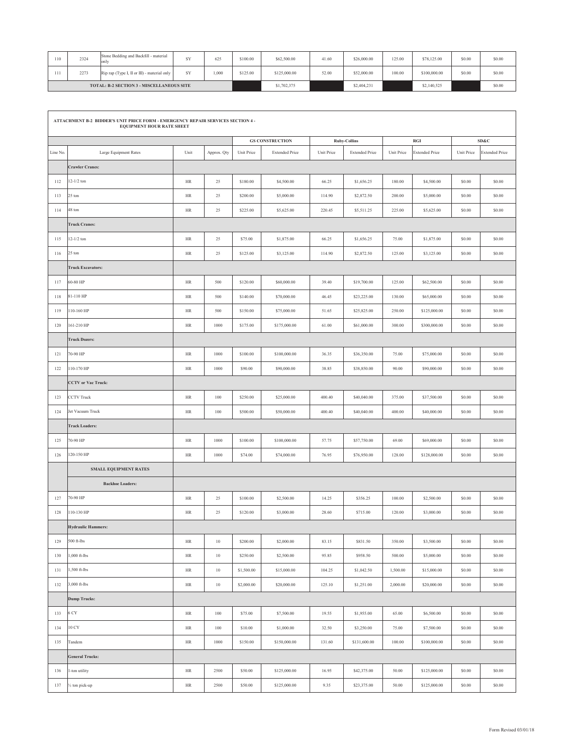| 110 | 2324 | Stone Bedding and Backfill - material only | SY | 625 | $100.00 | $62,500.00 | 41.60 | $26,000.00 | 125.00 | $78,125.00 | $0.00 | $0.00 |
|---|---|---|---|---|---|---|---|---|---|---|---|---|
| 111 | 2273 | Rip rap (Type I, II or III) - material only | SY | 1,000 | $125.00 | $125,000.00 | 52.00 | $52,000.00 | 100.00 | $100,000.00 | $0.00 | $0.00 |
| **TOTAL: B-2 SECTION 3 - MISCELLANEOUS SITE** | | | | | | $1,702,375 | | $2,404,231 | | $2,140,525 | | $0.00 |

**ATTACHMENT B-2 BIDDER'S UNIT PRICE FORM - EMERGENCY REPAIR SERVICES SECTION 4 - EQUIPMENT HOUR RATE SHEET**

| | | | | GS CONSTRUCTION | | Ruby-Collins | | RGI | | SD&C | |
|---|---|---|---|---|---|---|---|---|---|---|---|
| Line No. | Large Equipment Rates | Unit | Approx. Qty | Unit Price | Extended Price | Unit Price | Extended Price | Unit Price | Extended Price | Unit Price | Extended Price |
| | **Crawler Cranes:** | | | | | | | | | | |
| 112 | 12-1/2 ton | HR | 25 | $180.00 | $4,500.00 | 66.25 | $1,656.25 | 180.00 | $4,500.00 | $0.00 | $0.00 |
| 113 | 25 ton | HR | 25 | $200.00 | $5,000.00 | 114.90 | $2,872.50 | 200.00 | $5,000.00 | $0.00 | $0.00 |
| 114 | 48 ton | HR | 25 | $225.00 | $5,625.00 | 220.45 | $5,511.25 | 225.00 | $5,625.00 | $0.00 | $0.00 |
| | **Truck Cranes:** | | | | | | | | | | |
| 115 | 12-1/2 ton | HR | 25 | $75.00 | $1,875.00 | 66.25 | $1,656.25 | 75.00 | $1,875.00 | $0.00 | $0.00 |
| 116 | 25 ton | HR | 25 | $125.00 | $3,125.00 | 114.90 | $2,872.50 | 125.00 | $3,125.00 | $0.00 | $0.00 |
| | **Truck Excavators:** | | | | | | | | | | |
| 117 | 60-80 HP | HR | 500 | $120.00 | $60,000.00 | 39.40 | $19,700.00 | 125.00 | $62,500.00 | $0.00 | $0.00 |
| 118 | 81-110 HP | HR | 500 | $140.00 | $70,000.00 | 46.45 | $23,225.00 | 130.00 | $65,000.00 | $0.00 | $0.00 |
| 119 | 110-160 HP | HR | 500 | $150.00 | $75,000.00 | 51.65 | $25,825.00 | 250.00 | $125,000.00 | $0.00 | $0.00 |
| 120 | 161-210 HP | HR | 1000 | $175.00 | $175,000.00 | 61.00 | $61,000.00 | 300.00 | $300,000.00 | $0.00 | $0.00 |
| | **Truck Dozers:** | | | | | | | | | | |
| 121 | 70-90 HP | HR | 1000 | $100.00 | $100,000.00 | 36.35 | $36,350.00 | 75.00 | $75,000.00 | $0.00 | $0.00 |
| 122 | 110-170 HP | HR | 1000 | $90.00 | $90,000.00 | 38.85 | $38,850.00 | 90.00 | $90,000.00 | $0.00 | $0.00 |
| | **CCTV or Vac Truck:** | | | | | | | | | | |
| 123 | CCTV Truck | HR | 100 | $250.00 | $25,000.00 | 400.40 | $40,040.00 | 375.00 | $37,500.00 | $0.00 | $0.00 |
| 124 | Jet Vacuum Truck | HR | 100 | $500.00 | $50,000.00 | 400.40 | $40,040.00 | 400.00 | $40,000.00 | $0.00 | $0.00 |
| | **Track Loaders:** | | | | | | | | | | |
| 125 | 70-90 HP | HR | 1000 | $100.00 | $100,000.00 | 57.75 | $57,750.00 | 69.00 | $69,000.00 | $0.00 | $0.00 |
| 126 | 120-150 HP | HR | 1000 | $74.00 | $74,000.00 | 76.95 | $76,950.00 | 128.00 | $128,000.00 | $0.00 | $0.00 |
| | **SMALL EQUIPMENT RATES** | | | | | | | | | | |
| | **Backhoe Loaders:** | | | | | | | | | | |
| 127 | 70-90 HP | HR | 25 | $100.00 | $2,500.00 | 14.25 | $356.25 | 100.00 | $2,500.00 | $0.00 | $0.00 |
| 128 | 110-130 HP | HR | 25 | $120.00 | $3,000.00 | 28.60 | $715.00 | 120.00 | $3,000.00 | $0.00 | $0.00 |
| | **Hydraulic Hammers:** | | | | | | | | | | |
| 129 | 500 ft-lbs | HR | 10 | $200.00 | $2,000.00 | 83.15 | $831.50 | 350.00 | $3,500.00 | $0.00 | $0.00 |
| 130 | 1,000 ft-lbs | HR | 10 | $250.00 | $2,500.00 | 95.85 | $958.50 | 500.00 | $5,000.00 | $0.00 | $0.00 |
| 131 | 1,500 ft-lbs | HR | 10 | $1,500.00 | $15,000.00 | 104.25 | $1,042.50 | 1,500.00 | $15,000.00 | $0.00 | $0.00 |
| 132 | 3,000 ft-lbs | HR | 10 | $2,000.00 | $20,000.00 | 125.10 | $1,251.00 | 2,000.00 | $20,000.00 | $0.00 | $0.00 |
| | **Dump Trucks:** | | | | | | | | | | |
| 133 | 6 CY | HR | 100 | $75.00 | $7,500.00 | 19.55 | $1,955.00 | 65.00 | $6,500.00 | $0.00 | $0.00 |
| 134 | 10 CY | HR | 100 | $10.00 | $1,000.00 | 32.50 | $3,250.00 | 75.00 | $7,500.00 | $0.00 | $0.00 |
| 135 | Tandem | HR | 1000 | $150.00 | $150,000.00 | 131.60 | $131,600.00 | 100.00 | $100,000.00 | $0.00 | $0.00 |
| | **General Trucks:** | | | | | | | | | | |
| 136 | 1-ton utility | HR | 2500 | $50.00 | $125,000.00 | 16.95 | $42,375.00 | 50.00 | $125,000.00 | $0.00 | $0.00 |
| 137 | ½ ton pick-up | HR | 2500 | $50.00 | $125,000.00 | 9.35 | $23,375.00 | 50.00 | $125,000.00 | $0.00 | $0.00 |

Form Revised 03/01/18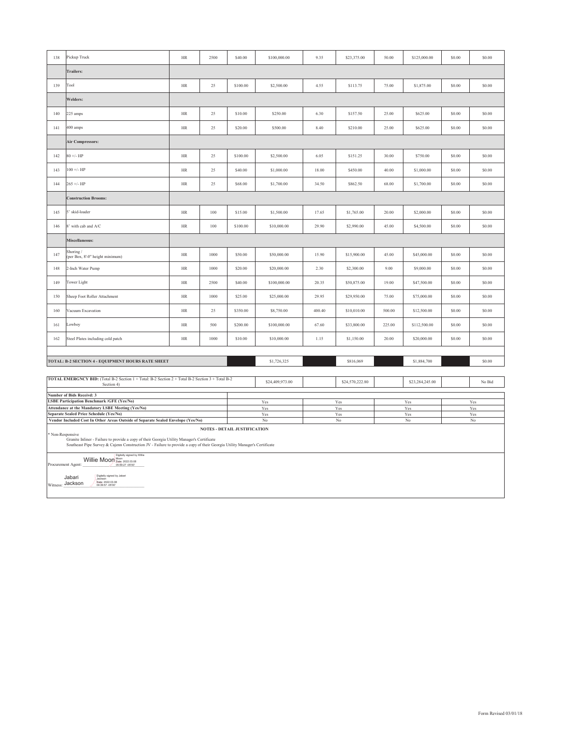| | | | | | | | | | | | |
|---|---|---|---|---|---|---|---|---|---|---|---|
| 138 | Pickup Truck | HR | 2500 | $40.00 | $100,000.00 | 9.35 | $23,375.00 | 50.00 | $125,000.00 | $0.00 | $0.00 |
| | **Trailers:** | | | | | | | | | | |
| 139 | Tool | HR | 25 | $100.00 | $2,500.00 | 4.55 | $113.75 | 75.00 | $1,875.00 | $0.00 | $0.00 |
| | **Welders:** | | | | | | | | | | |
| 140 | 225 amps | HR | 25 | $10.00 | $250.00 | 6.30 | $157.50 | 25.00 | $625.00 | $0.00 | $0.00 |
| 141 | 400 amps | HR | 25 | $20.00 | $500.00 | 8.40 | $210.00 | 25.00 | $625.00 | $0.00 | $0.00 |
| | **Air Compressors:** | | | | | | | | | | |
| 142 | 80 +/- HP | HR | 25 | $100.00 | $2,500.00 | 6.05 | $151.25 | 30.00 | $750.00 | $0.00 | $0.00 |
| 143 | 100 +/- HP | HR | 25 | $40.00 | $1,000.00 | 18.00 | $450.00 | 40.00 | $1,000.00 | $0.00 | $0.00 |
| 144 | 265 +/- HP | HR | 25 | $68.00 | $1,700.00 | 34.50 | $862.50 | 68.00 | $1,700.00 | $0.00 | $0.00 |
| | **Construction Brooms:** | | | | | | | | | | |
| 145 | 5' skid-loader | HR | 100 | $15.00 | $1,500.00 | 17.65 | $1,765.00 | 20.00 | $2,000.00 | $0.00 | $0.00 |
| 146 | 8' with cab and A/C | HR | 100 | $100.00 | $10,000.00 | 29.90 | $2,990.00 | 45.00 | $4,500.00 | $0.00 | $0.00 |
| | **Miscellaneous:** | | | | | | | | | | |
| 147 | Shoring / (per Box, 8'-0" height minimum) | HR | 1000 | $50.00 | $50,000.00 | 15.90 | $15,900.00 | 45.00 | $45,000.00 | $0.00 | $0.00 |
| 148 | 2-Inch Water Pump | HR | 1000 | $20.00 | $20,000.00 | 2.30 | $2,300.00 | 9.00 | $9,000.00 | $0.00 | $0.00 |
| 149 | Tower Light | HR | 2500 | $40.00 | $100,000.00 | 20.35 | $50,875.00 | 19.00 | $47,500.00 | $0.00 | $0.00 |
| 150 | Sheep Foot Roller Attachment | HR | 1000 | $25.00 | $25,000.00 | 29.95 | $29,950.00 | 75.00 | $75,000.00 | $0.00 | $0.00 |
| 160 | Vacuum Excavation | HR | 25 | $350.00 | $8,750.00 | 400.40 | $10,010.00 | 500.00 | $12,500.00 | $0.00 | $0.00 |
| 161 | Lowboy | HR | 500 | $200.00 | $100,000.00 | 67.60 | $33,800.00 | 225.00 | $112,500.00 | $0.00 | $0.00 |
| 162 | Steel Plates including cold patch | HR | 1000 | $10.00 | $10,000.00 | 1.15 | $1,150.00 | 20.00 | $20,000.00 | $0.00 | $0.00 |
| **TOTAL: B-2 SECTION 4 - EQUIPMENT HOURS RATE SHEET** | | | | | $1,726,325 | | $816,069 | | $1,884,700 | | $0.00 |

| | | | | | | | | |
|---|---|---|---|---|---|---|---|---|
| **TOTAL EMERGNCY BID:** (Total B-2 Section 1 + Total: B-2 Section 2 + Total B-2 Section 3 + Total B-2 Section 4) | | $24,409,973.00 | | $24,570,222.80 | | $23,284,245.00 | | No Bid |

| | | | | |
|---|---|---|---|---|
| **Number of Bids Receivd: 3** | | | | |
| **LSBE Participation Benchmark /GFE (Yes/No)** | Yes | Yes | Yes | Yes |
| **Attendance at the Mandatory LSBE Meeting (Yes/No)** | Yes | Yes | Yes | Yes |
| **Separate Sealed Price Schedule (Yes/No)** | Yes | Yes | Yes | Yes |
| **Vendor Included Cost In Other Areas Outside of Separate Sealed Envelope (Yes/No)** | No | No | No | No |

**NOTES - DETAIL JUSTIFICATION**

\* Non-Responsive

Granite Inliner - Failure to provide a copy of their Georgia Utility Manager's Certificate

Southeast Pipe Survey & Cajenn Construction JV - Failure to provide a copy of their Georgia Utility Manager's Certificate

Procurement Agent: Willie Moon (Digitally signed by Willie Moon Date: 2022.03.08 05:59:27 -05'00')

Witness: Jabari Jackson (Digitally signed by Jabari Jackson Date: 2022.03.08 09:39:57 -05'00')

Form Revised 03/01/18